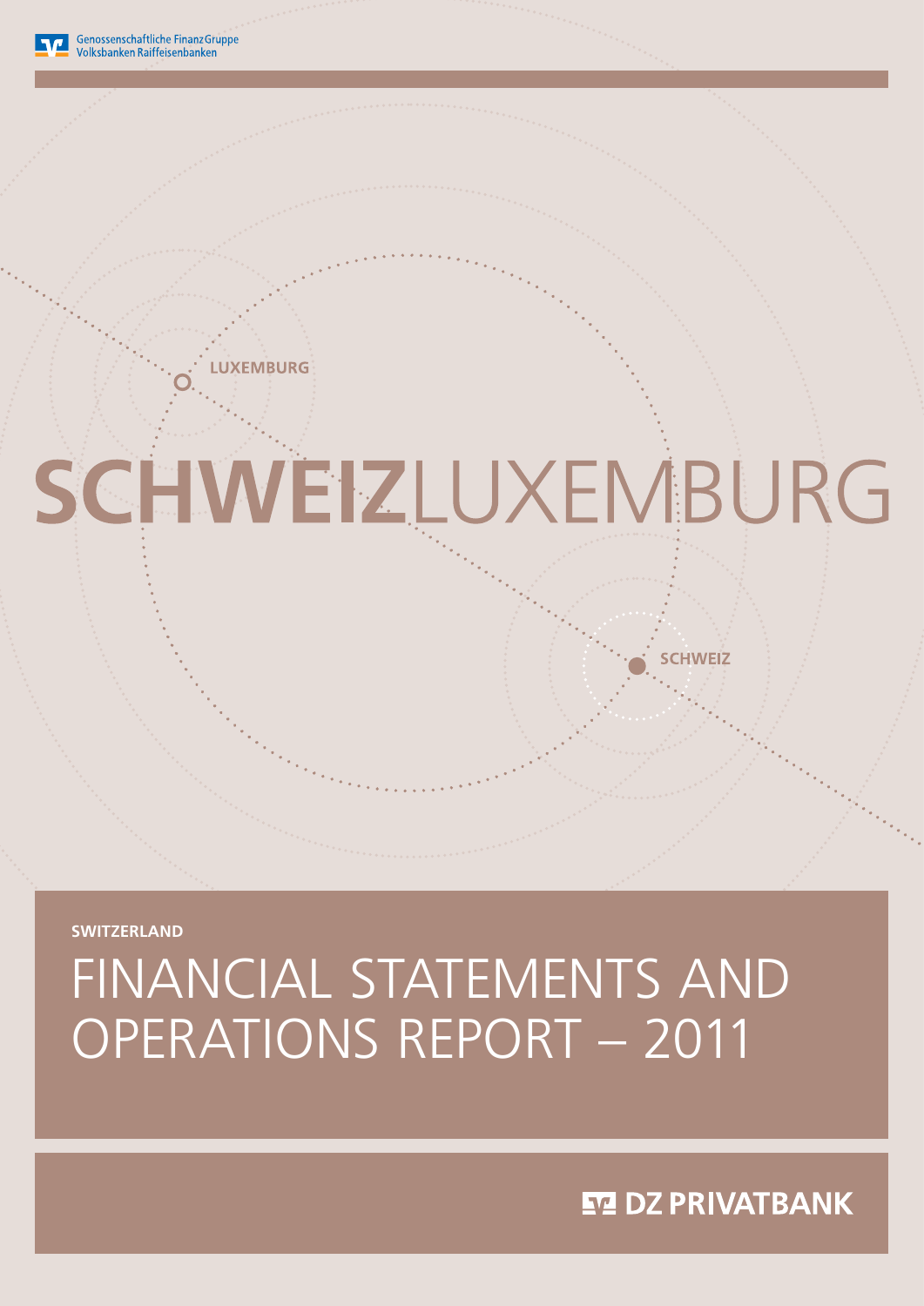Genossenschaftliche FinanzGruppe
Volksbanken Raiffeisenbanken

LUXEMBURG

# SCHWEIZLUXEMBURG

SCHWEIZ

**SWITZERLAND**

# FINANCIAL STATEMENTS AND OPERATIONS REPORT – 2011

DZ PRIVATBANK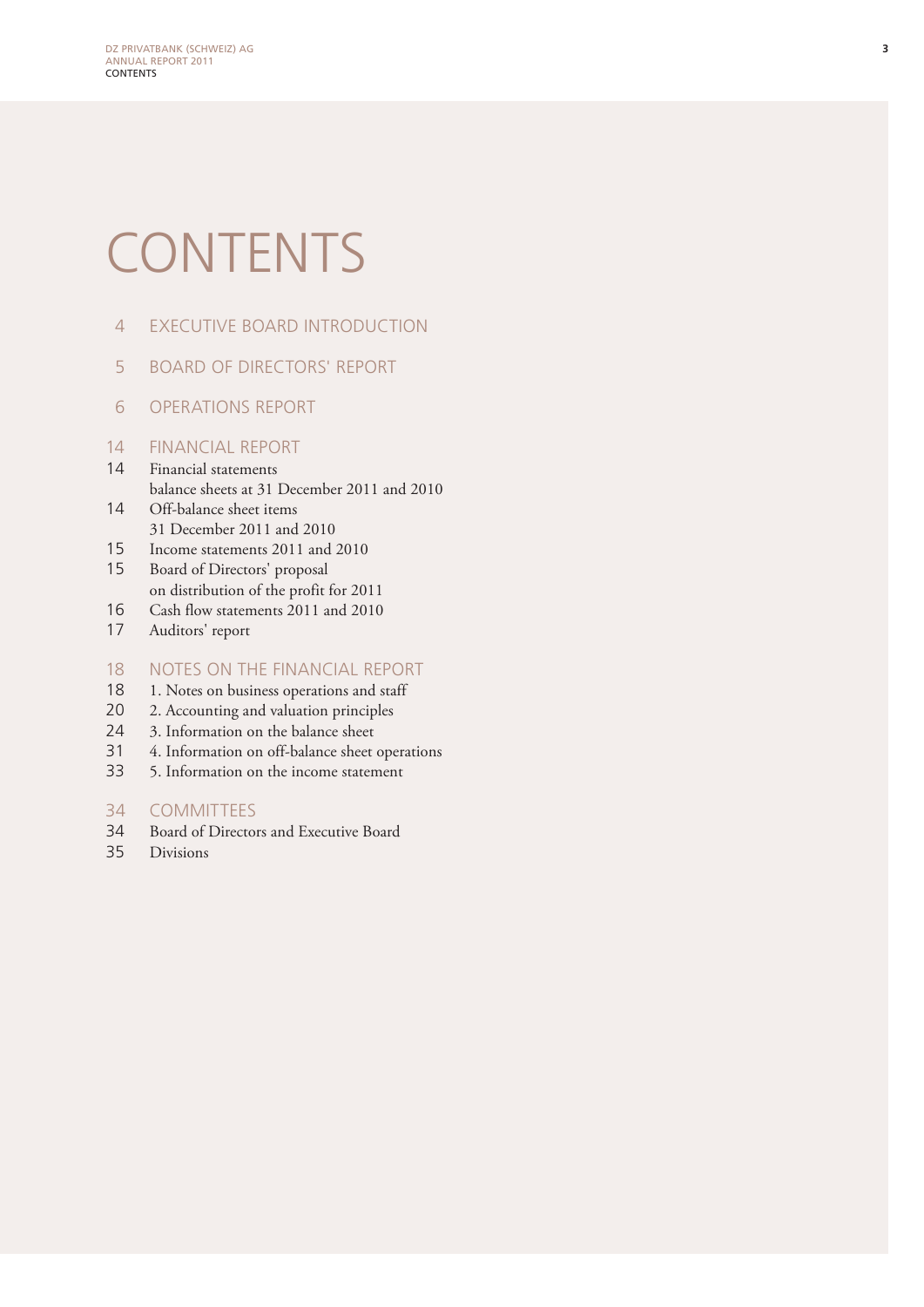# CONTENTS

4 EXECUTIVE BOARD INTRODUCTION

5 BOARD OF DIRECTORS' REPORT

6 OPERATIONS REPORT

14 FINANCIAL REPORT
14 Financial statements balance sheets at 31 December 2011 and 2010
14 Off-balance sheet items 31 December 2011 and 2010
15 Income statements 2011 and 2010
15 Board of Directors' proposal on distribution of the profit for 2011
16 Cash flow statements 2011 and 2010
17 Auditors' report

18 NOTES ON THE FINANCIAL REPORT
18 1. Notes on business operations and staff
20 2. Accounting and valuation principles
24 3. Information on the balance sheet
31 4. Information on off-balance sheet operations
33 5. Information on the income statement

34 COMMITTEES
34 Board of Directors and Executive Board
35 Divisions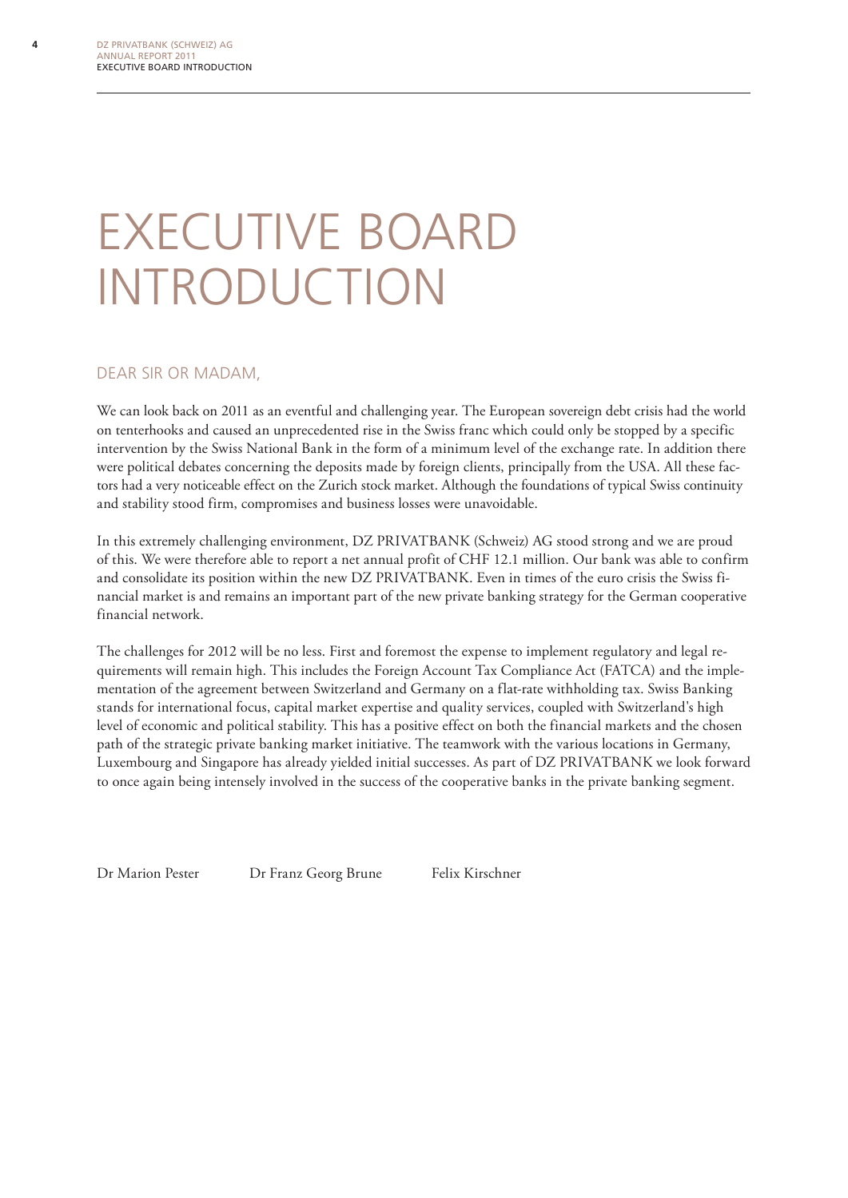# EXECUTIVE BOARD INTRODUCTION

## DEAR SIR OR MADAM,

We can look back on 2011 as an eventful and challenging year. The European sovereign debt crisis had the world on tenterhooks and caused an unprecedented rise in the Swiss franc which could only be stopped by a specific intervention by the Swiss National Bank in the form of a minimum level of the exchange rate. In addition there were political debates concerning the deposits made by foreign clients, principally from the USA. All these factors had a very noticeable effect on the Zurich stock market. Although the foundations of typical Swiss continuity and stability stood firm, compromises and business losses were unavoidable.

In this extremely challenging environment, DZ PRIVATBANK (Schweiz) AG stood strong and we are proud of this. We were therefore able to report a net annual profit of CHF 12.1 million. Our bank was able to confirm and consolidate its position within the new DZ PRIVATBANK. Even in times of the euro crisis the Swiss financial market is and remains an important part of the new private banking strategy for the German cooperative financial network.

The challenges for 2012 will be no less. First and foremost the expense to implement regulatory and legal requirements will remain high. This includes the Foreign Account Tax Compliance Act (FATCA) and the implementation of the agreement between Switzerland and Germany on a flat-rate withholding tax. Swiss Banking stands for international focus, capital market expertise and quality services, coupled with Switzerland's high level of economic and political stability. This has a positive effect on both the financial markets and the chosen path of the strategic private banking market initiative. The teamwork with the various locations in Germany, Luxembourg and Singapore has already yielded initial successes. As part of DZ PRIVATBANK we look forward to once again being intensely involved in the success of the cooperative banks in the private banking segment.

Dr Marion Pester　　Dr Franz Georg Brune　　Felix Kirschner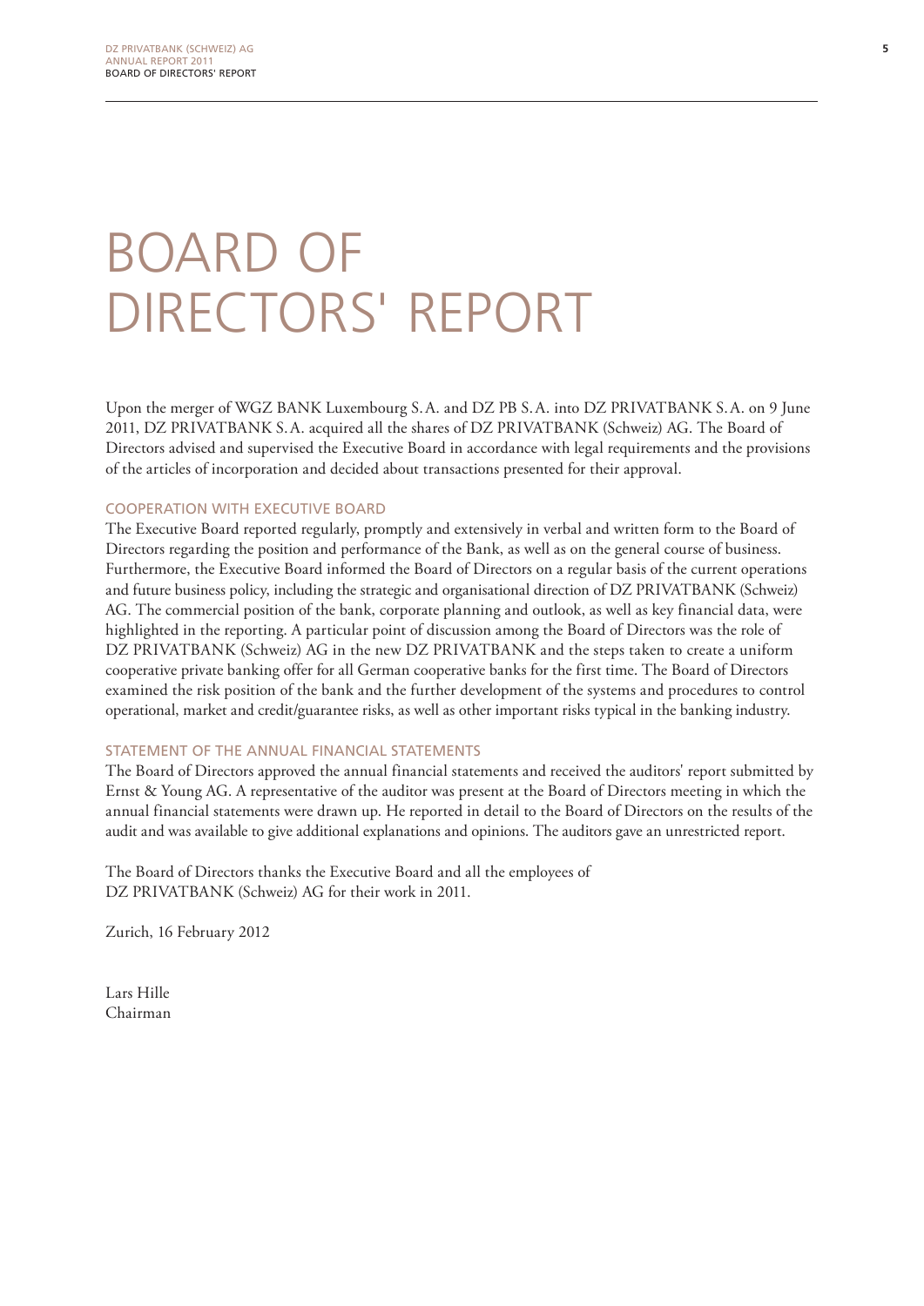# BOARD OF DIRECTORS' REPORT

Upon the merger of WGZ BANK Luxembourg S.A. and DZ PB S.A. into DZ PRIVATBANK S.A. on 9 June 2011, DZ PRIVATBANK S.A. acquired all the shares of DZ PRIVATBANK (Schweiz) AG. The Board of Directors advised and supervised the Executive Board in accordance with legal requirements and the provisions of the articles of incorporation and decided about transactions presented for their approval.

## COOPERATION WITH EXECUTIVE BOARD

The Executive Board reported regularly, promptly and extensively in verbal and written form to the Board of Directors regarding the position and performance of the Bank, as well as on the general course of business. Furthermore, the Executive Board informed the Board of Directors on a regular basis of the current operations and future business policy, including the strategic and organisational direction of DZ PRIVATBANK (Schweiz) AG. The commercial position of the bank, corporate planning and outlook, as well as key financial data, were highlighted in the reporting. A particular point of discussion among the Board of Directors was the role of DZ PRIVATBANK (Schweiz) AG in the new DZ PRIVATBANK and the steps taken to create a uniform cooperative private banking offer for all German cooperative banks for the first time. The Board of Directors examined the risk position of the bank and the further development of the systems and procedures to control operational, market and credit/guarantee risks, as well as other important risks typical in the banking industry.

## STATEMENT OF THE ANNUAL FINANCIAL STATEMENTS

The Board of Directors approved the annual financial statements and received the auditors' report submitted by Ernst & Young AG. A representative of the auditor was present at the Board of Directors meeting in which the annual financial statements were drawn up. He reported in detail to the Board of Directors on the results of the audit and was available to give additional explanations and opinions. The auditors gave an unrestricted report.

The Board of Directors thanks the Executive Board and all the employees of DZ PRIVATBANK (Schweiz) AG for their work in 2011.

Zurich, 16 February 2012

Lars Hille
Chairman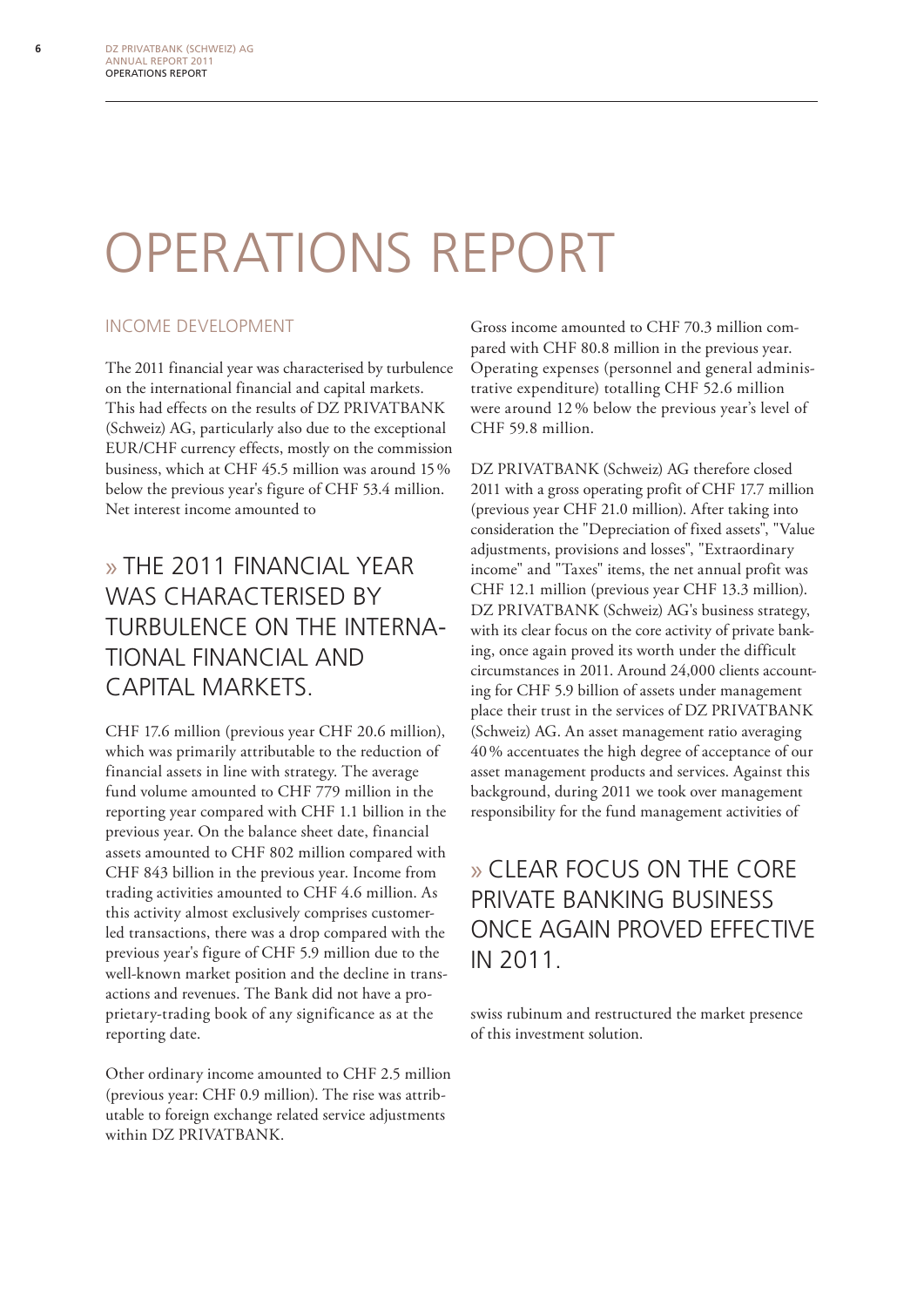# OPERATIONS REPORT

## INCOME DEVELOPMENT

The 2011 financial year was characterised by turbulence on the international financial and capital markets. This had effects on the results of DZ PRIVATBANK (Schweiz) AG, particularly also due to the exceptional EUR/CHF currency effects, mostly on the commission business, which at CHF 45.5 million was around 15 % below the previous year's figure of CHF 53.4 million. Net interest income amounted to CHF 17.6 million (previous year CHF 20.6 million), which was primarily attributable to the reduction of financial assets in line with strategy. The average fund volume amounted to CHF 779 million in the reporting year compared with CHF 1.1 billion in the previous year. On the balance sheet date, financial assets amounted to CHF 802 million compared with CHF 843 billion in the previous year. Income from trading activities amounted to CHF 4.6 million. As this activity almost exclusively comprises customer-led transactions, there was a drop compared with the previous year's figure of CHF 5.9 million due to the well-known market position and the decline in transactions and revenues. The Bank did not have a proprietary-trading book of any significance as at the reporting date.

> » THE 2011 FINANCIAL YEAR WAS CHARACTERISED BY TURBULENCE ON THE INTERNATIONAL FINANCIAL AND CAPITAL MARKETS.

Other ordinary income amounted to CHF 2.5 million (previous year: CHF 0.9 million). The rise was attributable to foreign exchange related service adjustments within DZ PRIVATBANK.

Gross income amounted to CHF 70.3 million compared with CHF 80.8 million in the previous year. Operating expenses (personnel and general administrative expenditure) totalling CHF 52.6 million were around 12 % below the previous year's level of CHF 59.8 million.

DZ PRIVATBANK (Schweiz) AG therefore closed 2011 with a gross operating profit of CHF 17.7 million (previous year CHF 21.0 million). After taking into consideration the "Depreciation of fixed assets", "Value adjustments, provisions and losses", "Extraordinary income" and "Taxes" items, the net annual profit was CHF 12.1 million (previous year CHF 13.3 million). DZ PRIVATBANK (Schweiz) AG's business strategy, with its clear focus on the core activity of private banking, once again proved its worth under the difficult circumstances in 2011. Around 24,000 clients accounting for CHF 5.9 billion of assets under management place their trust in the services of DZ PRIVATBANK (Schweiz) AG. An asset management ratio averaging 40 % accentuates the high degree of acceptance of our asset management products and services. Against this background, during 2011 we took over management responsibility for the fund management activities of swiss rubinum and restructured the market presence of this investment solution.

> » CLEAR FOCUS ON THE CORE PRIVATE BANKING BUSINESS ONCE AGAIN PROVED EFFECTIVE IN 2011.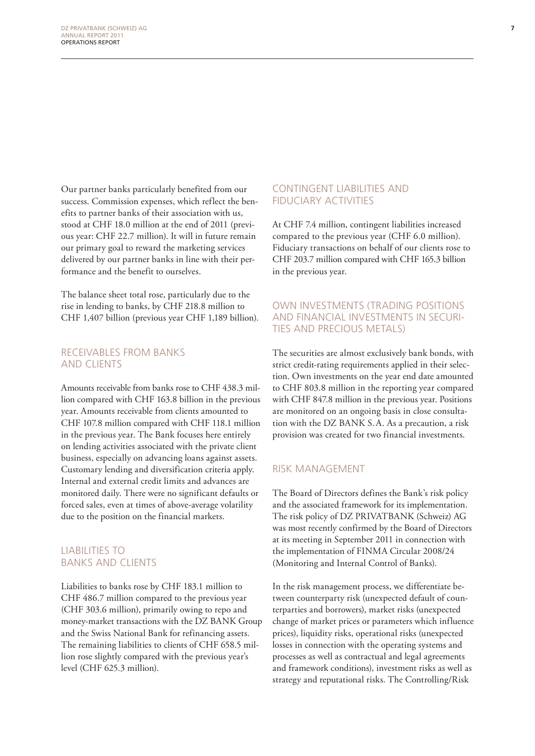Our partner banks particularly benefited from our success. Commission expenses, which reflect the benefits to partner banks of their association with us, stood at CHF 18.0 million at the end of 2011 (previous year: CHF 22.7 million). It will in future remain our primary goal to reward the marketing services delivered by our partner banks in line with their performance and the benefit to ourselves.

The balance sheet total rose, particularly due to the rise in lending to banks, by CHF 218.8 million to CHF 1,407 billion (previous year CHF 1,189 billion).

## RECEIVABLES FROM BANKS AND CLIENTS

Amounts receivable from banks rose to CHF 438.3 million compared with CHF 163.8 billion in the previous year. Amounts receivable from clients amounted to CHF 107.8 million compared with CHF 118.1 million in the previous year. The Bank focuses here entirely on lending activities associated with the private client business, especially on advancing loans against assets. Customary lending and diversification criteria apply. Internal and external credit limits and advances are monitored daily. There were no significant defaults or forced sales, even at times of above-average volatility due to the position on the financial markets.

## LIABILITIES TO BANKS AND CLIENTS

Liabilities to banks rose by CHF 183.1 million to CHF 486.7 million compared to the previous year (CHF 303.6 million), primarily owing to repo and money-market transactions with the DZ BANK Group and the Swiss National Bank for refinancing assets. The remaining liabilities to clients of CHF 658.5 million rose slightly compared with the previous year's level (CHF 625.3 million).

## CONTINGENT LIABILITIES AND FIDUCIARY ACTIVITIES

At CHF 7.4 million, contingent liabilities increased compared to the previous year (CHF 6.0 million). Fiduciary transactions on behalf of our clients rose to CHF 203.7 million compared with CHF 165.3 billion in the previous year.

## OWN INVESTMENTS (TRADING POSITIONS AND FINANCIAL INVESTMENTS IN SECURITIES AND PRECIOUS METALS)

The securities are almost exclusively bank bonds, with strict credit-rating requirements applied in their selection. Own investments on the year end date amounted to CHF 803.8 million in the reporting year compared with CHF 847.8 million in the previous year. Positions are monitored on an ongoing basis in close consultation with the DZ BANK S.A. As a precaution, a risk provision was created for two financial investments.

## RISK MANAGEMENT

The Board of Directors defines the Bank's risk policy and the associated framework for its implementation. The risk policy of DZ PRIVATBANK (Schweiz) AG was most recently confirmed by the Board of Directors at its meeting in September 2011 in connection with the implementation of FINMA Circular 2008/24 (Monitoring and Internal Control of Banks).

In the risk management process, we differentiate between counterparty risk (unexpected default of counterparties and borrowers), market risks (unexpected change of market prices or parameters which influence prices), liquidity risks, operational risks (unexpected losses in connection with the operating systems and processes as well as contractual and legal agreements and framework conditions), investment risks as well as strategy and reputational risks. The Controlling/Risk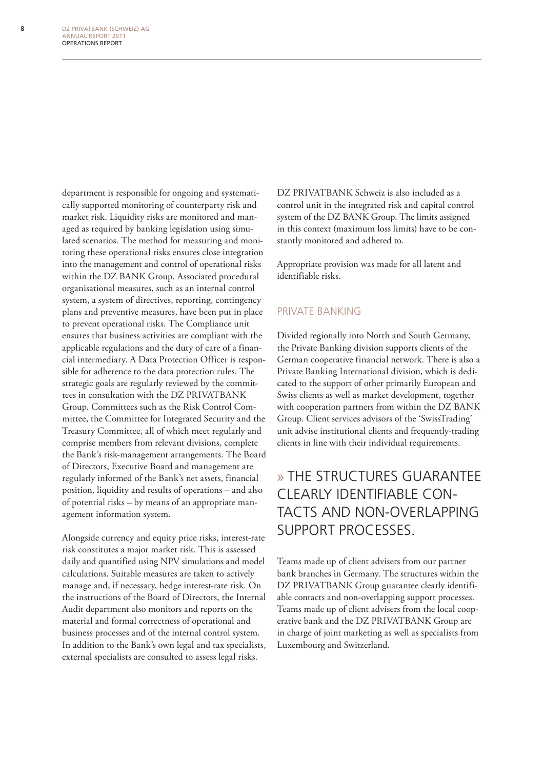department is responsible for ongoing and systematically supported monitoring of counterparty risk and market risk. Liquidity risks are monitored and managed as required by banking legislation using simulated scenarios. The method for measuring and monitoring these operational risks ensures close integration into the management and control of operational risks within the DZ BANK Group. Associated procedural organisational measures, such as an internal control system, a system of directives, reporting, contingency plans and preventive measures, have been put in place to prevent operational risks. The Compliance unit ensures that business activities are compliant with the applicable regulations and the duty of care of a financial intermediary. A Data Protection Officer is responsible for adherence to the data protection rules. The strategic goals are regularly reviewed by the committees in consultation with the DZ PRIVATBANK Group. Committees such as the Risk Control Committee, the Committee for Integrated Security and the Treasury Committee, all of which meet regularly and comprise members from relevant divisions, complete the Bank's risk-management arrangements. The Board of Directors, Executive Board and management are regularly informed of the Bank's net assets, financial position, liquidity and results of operations – and also of potential risks – by means of an appropriate management information system.

Alongside currency and equity price risks, interest-rate risk constitutes a major market risk. This is assessed daily and quantified using NPV simulations and model calculations. Suitable measures are taken to actively manage and, if necessary, hedge interest-rate risk. On the instructions of the Board of Directors, the Internal Audit department also monitors and reports on the material and formal correctness of operational and business processes and of the internal control system. In addition to the Bank's own legal and tax specialists, external specialists are consulted to assess legal risks.

DZ PRIVATBANK Schweiz is also included as a control unit in the integrated risk and capital control system of the DZ BANK Group. The limits assigned in this context (maximum loss limits) have to be constantly monitored and adhered to.

Appropriate provision was made for all latent and identifiable risks.

## PRIVATE BANKING

Divided regionally into North and South Germany, the Private Banking division supports clients of the German cooperative financial network. There is also a Private Banking International division, which is dedicated to the support of other primarily European and Swiss clients as well as market development, together with cooperation partners from within the DZ BANK Group. Client services advisors of the 'SwissTrading' unit advise institutional clients and frequently-trading clients in line with their individual requirements.

> » THE STRUCTURES GUARANTEE CLEARLY IDENTIFIABLE CONTACTS AND NON-OVERLAPPING SUPPORT PROCESSES.

Teams made up of client advisers from our partner bank branches in Germany. The structures within the DZ PRIVATBANK Group guarantee clearly identifiable contacts and non-overlapping support processes. Teams made up of client advisers from the local cooperative bank and the DZ PRIVATBANK Group are in charge of joint marketing as well as specialists from Luxembourg and Switzerland.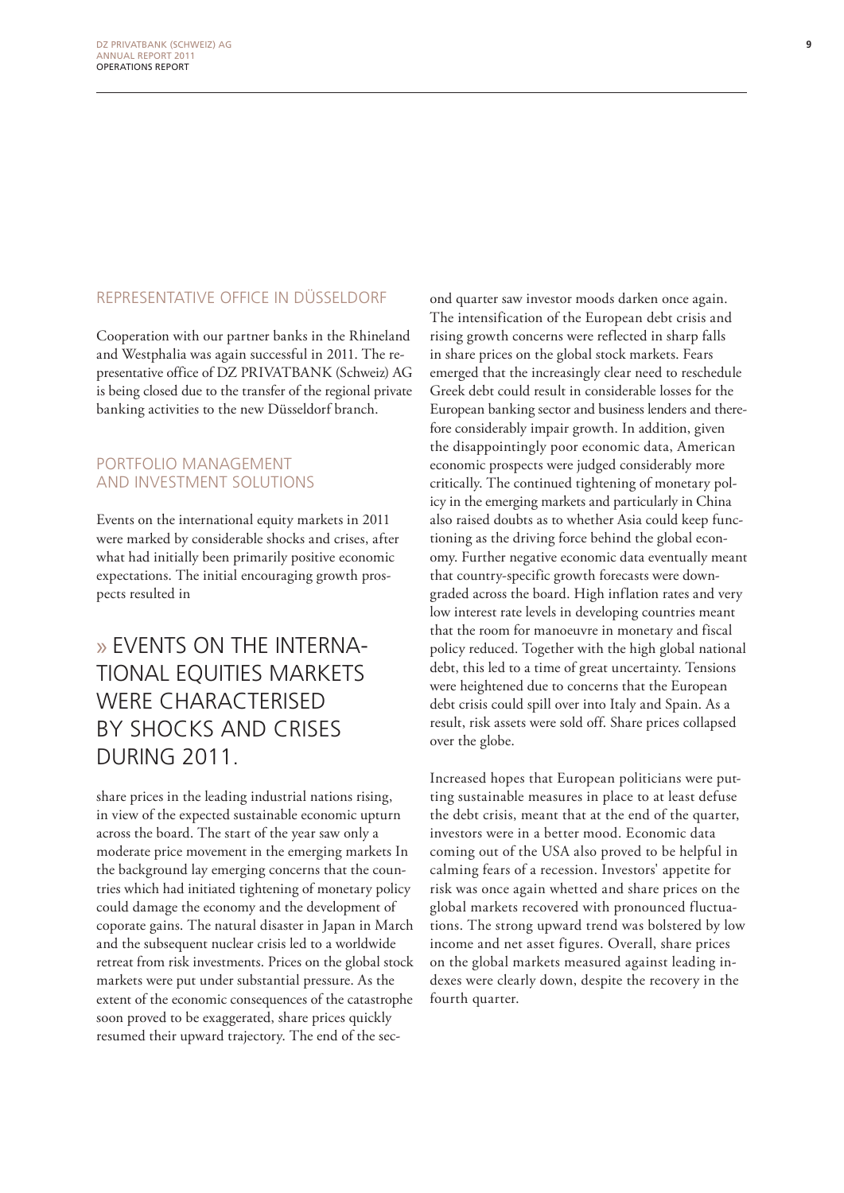## REPRESENTATIVE OFFICE IN DÜSSELDORF

Cooperation with our partner banks in the Rhineland and Westphalia was again successful in 2011. The representative office of DZ PRIVATBANK (Schweiz) AG is being closed due to the transfer of the regional private banking activities to the new Düsseldorf branch.

## PORTFOLIO MANAGEMENT AND INVESTMENT SOLUTIONS

Events on the international equity markets in 2011 were marked by considerable shocks and crises, after what had initially been primarily positive economic expectations. The initial encouraging growth prospects resulted in share prices in the leading industrial nations rising, in view of the expected sustainable economic upturn across the board. The start of the year saw only a moderate price movement in the emerging markets In the background lay emerging concerns that the countries which had initiated tightening of monetary policy could damage the economy and the development of coporate gains. The natural disaster in Japan in March and the subsequent nuclear crisis led to a worldwide retreat from risk investments. Prices on the global stock markets were put under substantial pressure. As the extent of the economic consequences of the catastrophe soon proved to be exaggerated, share prices quickly resumed their upward trajectory. The end of the second quarter saw investor moods darken once again. The intensification of the European debt crisis and rising growth concerns were reflected in sharp falls in share prices on the global stock markets. Fears emerged that the increasingly clear need to reschedule Greek debt could result in considerable losses for the European banking sector and business lenders and therefore considerably impair growth. In addition, given the disappointingly poor economic data, American economic prospects were judged considerably more critically. The continued tightening of monetary policy in the emerging markets and particularly in China also raised doubts as to whether Asia could keep functioning as the driving force behind the global economy. Further negative economic data eventually meant that country-specific growth forecasts were downgraded across the board. High inflation rates and very low interest rate levels in developing countries meant that the room for manoeuvre in monetary and fiscal policy reduced. Together with the high global national debt, this led to a time of great uncertainty. Tensions were heightened due to concerns that the European debt crisis could spill over into Italy and Spain. As a result, risk assets were sold off. Share prices collapsed over the globe.

> » EVENTS ON THE INTERNATIONAL EQUITIES MARKETS WERE CHARACTERISED BY SHOCKS AND CRISES DURING 2011.

Increased hopes that European politicians were putting sustainable measures in place to at least defuse the debt crisis, meant that at the end of the quarter, investors were in a better mood. Economic data coming out of the USA also proved to be helpful in calming fears of a recession. Investors' appetite for risk was once again whetted and share prices on the global markets recovered with pronounced fluctuations. The strong upward trend was bolstered by low income and net asset figures. Overall, share prices on the global markets measured against leading indexes were clearly down, despite the recovery in the fourth quarter.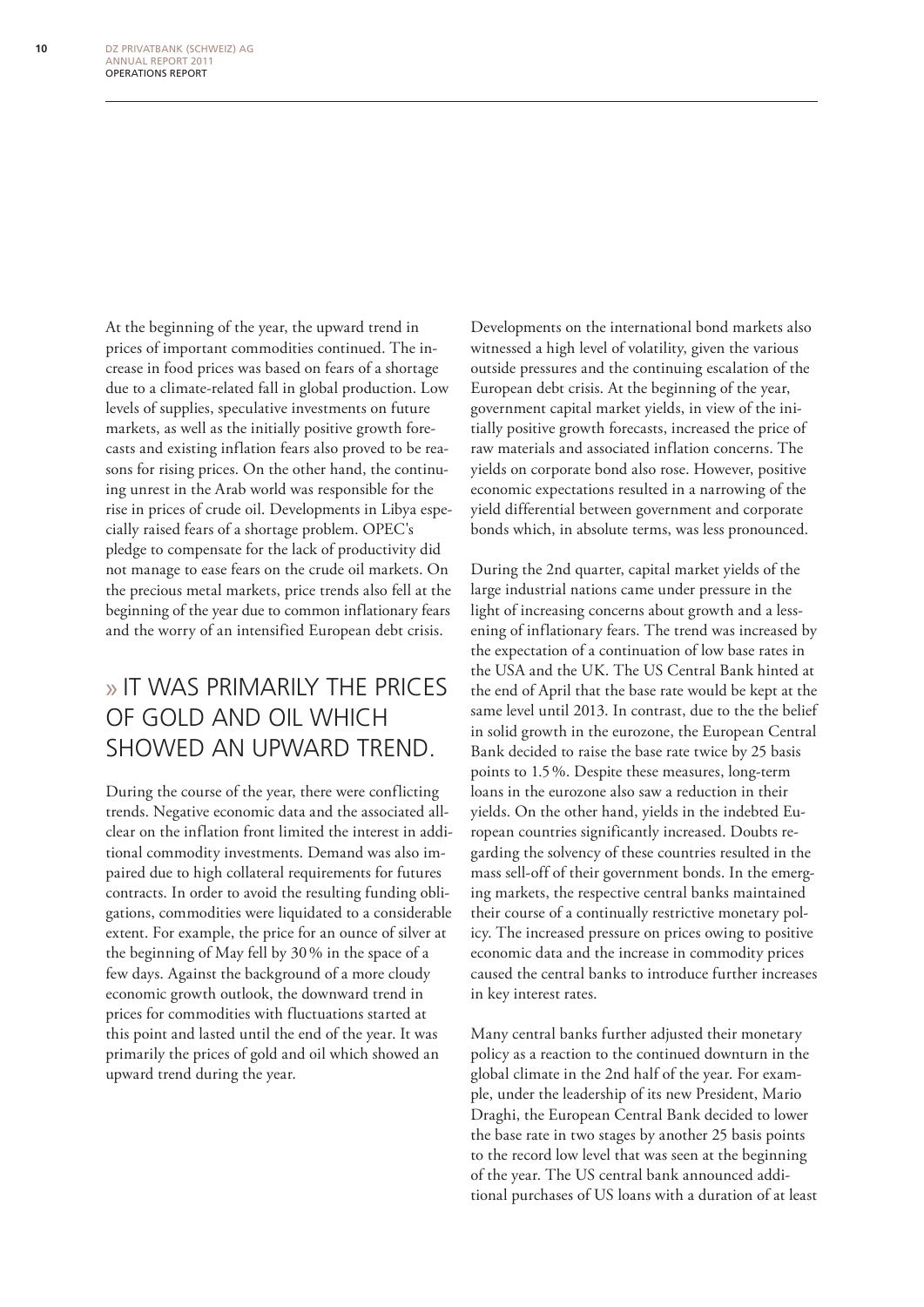At the beginning of the year, the upward trend in prices of important commodities continued. The increase in food prices was based on fears of a shortage due to a climate-related fall in global production. Low levels of supplies, speculative investments on future markets, as well as the initially positive growth forecasts and existing inflation fears also proved to be reasons for rising prices. On the other hand, the continuing unrest in the Arab world was responsible for the rise in prices of crude oil. Developments in Libya especially raised fears of a shortage problem. OPEC's pledge to compensate for the lack of productivity did not manage to ease fears on the crude oil markets. On the precious metal markets, price trends also fell at the beginning of the year due to common inflationary fears and the worry of an intensified European debt crisis.

## » IT WAS PRIMARILY THE PRICES OF GOLD AND OIL WHICH SHOWED AN UPWARD TREND.

During the course of the year, there were conflicting trends. Negative economic data and the associated all-clear on the inflation front limited the interest in additional commodity investments. Demand was also impaired due to high collateral requirements for futures contracts. In order to avoid the resulting funding obligations, commodities were liquidated to a considerable extent. For example, the price for an ounce of silver at the beginning of May fell by 30% in the space of a few days. Against the background of a more cloudy economic growth outlook, the downward trend in prices for commodities with fluctuations started at this point and lasted until the end of the year. It was primarily the prices of gold and oil which showed an upward trend during the year.

Developments on the international bond markets also witnessed a high level of volatility, given the various outside pressures and the continuing escalation of the European debt crisis. At the beginning of the year, government capital market yields, in view of the initially positive growth forecasts, increased the price of raw materials and associated inflation concerns. The yields on corporate bond also rose. However, positive economic expectations resulted in a narrowing of the yield differential between government and corporate bonds which, in absolute terms, was less pronounced.

During the 2nd quarter, capital market yields of the large industrial nations came under pressure in the light of increasing concerns about growth and a lessening of inflationary fears. The trend was increased by the expectation of a continuation of low base rates in the USA and the UK. The US Central Bank hinted at the end of April that the base rate would be kept at the same level until 2013. In contrast, due to the the belief in solid growth in the eurozone, the European Central Bank decided to raise the base rate twice by 25 basis points to 1.5%. Despite these measures, long-term loans in the eurozone also saw a reduction in their yields. On the other hand, yields in the indebted European countries significantly increased. Doubts regarding the solvency of these countries resulted in the mass sell-off of their government bonds. In the emerging markets, the respective central banks maintained their course of a continually restrictive monetary policy. The increased pressure on prices owing to positive economic data and the increase in commodity prices caused the central banks to introduce further increases in key interest rates.

Many central banks further adjusted their monetary policy as a reaction to the continued downturn in the global climate in the 2nd half of the year. For example, under the leadership of its new President, Mario Draghi, the European Central Bank decided to lower the base rate in two stages by another 25 basis points to the record low level that was seen at the beginning of the year. The US central bank announced additional purchases of US loans with a duration of at least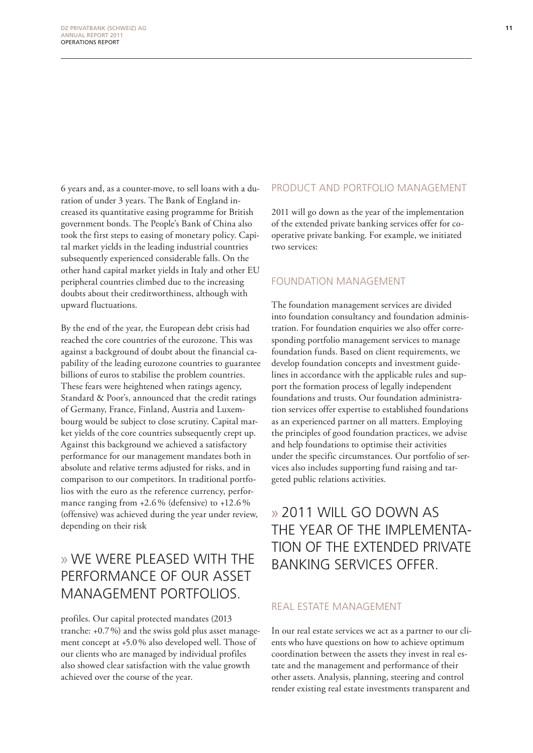6 years and, as a counter-move, to sell loans with a duration of under 3 years. The Bank of England increased its quantitative easing programme for British government bonds. The People's Bank of China also took the first steps to easing of monetary policy. Capital market yields in the leading industrial countries subsequently experienced considerable falls. On the other hand capital market yields in Italy and other EU peripheral countries climbed due to the increasing doubts about their creditworthiness, although with upward fluctuations.

By the end of the year, the European debt crisis had reached the core countries of the eurozone. This was against a background of doubt about the financial capability of the leading eurozone countries to guarantee billions of euros to stabilise the problem countries. These fears were heightened when ratings agency, Standard & Poor's, announced that the credit ratings of Germany, France, Finland, Austria and Luxembourg would be subject to close scrutiny. Capital market yields of the core countries subsequently crept up. Against this background we achieved a satisfactory performance for our management mandates both in absolute and relative terms adjusted for risks, and in comparison to our competitors. In traditional portfolios with the euro as the reference currency, performance ranging from +2.6 % (defensive) to +12.6 % (offensive) was achieved during the year under review, depending on their risk profiles. Our capital protected mandates (2013 tranche: +0.7 %) and the swiss gold plus asset management concept at +5.0 % also developed well. Those of our clients who are managed by individual profiles also showed clear satisfaction with the value growth achieved over the course of the year.

> » WE WERE PLEASED WITH THE PERFORMANCE OF OUR ASSET MANAGEMENT PORTFOLIOS.

## PRODUCT AND PORTFOLIO MANAGEMENT

2011 will go down as the year of the implementation of the extended private banking services offer for cooperative private banking. For example, we initiated two services:

## FOUNDATION MANAGEMENT

The foundation management services are divided into foundation consultancy and foundation administration. For foundation enquiries we also offer corresponding portfolio management services to manage foundation funds. Based on client requirements, we develop foundation concepts and investment guidelines in accordance with the applicable rules and support the formation process of legally independent foundations and trusts. Our foundation administration services offer expertise to established foundations as an experienced partner on all matters. Employing the principles of good foundation practices, we advise and help foundations to optimise their activities under the specific circumstances. Our portfolio of services also includes supporting fund raising and targeted public relations activities.

> » 2011 WILL GO DOWN AS THE YEAR OF THE IMPLEMENTATION OF THE EXTENDED PRIVATE BANKING SERVICES OFFER.

## REAL ESTATE MANAGEMENT

In our real estate services we act as a partner to our clients who have questions on how to achieve optimum coordination between the assets they invest in real estate and the management and performance of their other assets. Analysis, planning, steering and control render existing real estate investments transparent and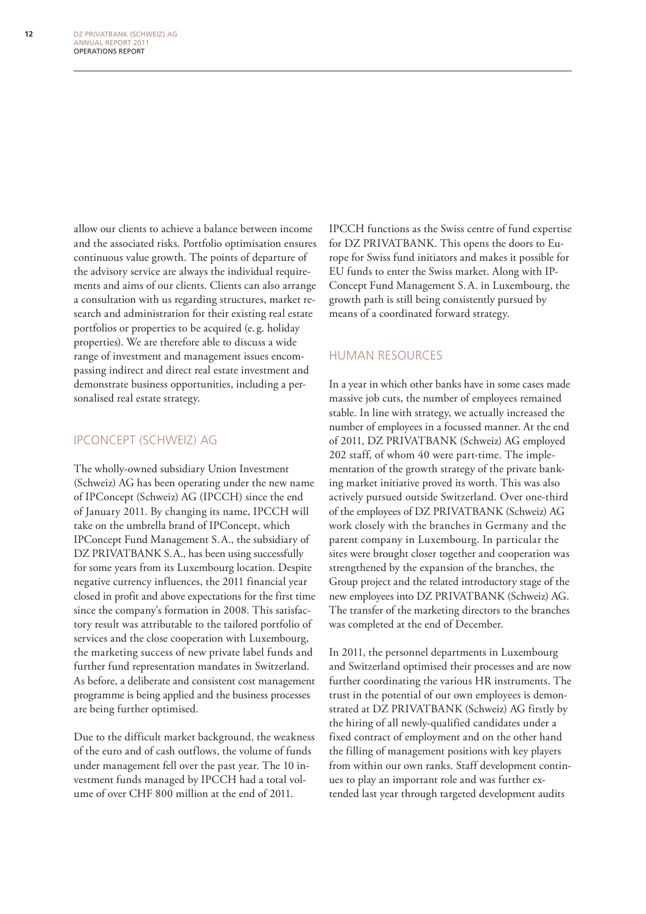allow our clients to achieve a balance between income and the associated risks. Portfolio optimisation ensures continuous value growth. The points of departure of the advisory service are always the individual requirements and aims of our clients. Clients can also arrange a consultation with us regarding structures, market research and administration for their existing real estate portfolios or properties to be acquired (e.g. holiday properties). We are therefore able to discuss a wide range of investment and management issues encompassing indirect and direct real estate investment and demonstrate business opportunities, including a personalised real estate strategy.

## IPCONCEPT (SCHWEIZ) AG

The wholly-owned subsidiary Union Investment (Schweiz) AG has been operating under the new name of IPConcept (Schweiz) AG (IPCCH) since the end of January 2011. By changing its name, IPCCH will take on the umbrella brand of IPConcept, which IPConcept Fund Management S.A., the subsidiary of DZ PRIVATBANK S.A., has been using successfully for some years from its Luxembourg location. Despite negative currency influences, the 2011 financial year closed in profit and above expectations for the first time since the company's formation in 2008. This satisfactory result was attributable to the tailored portfolio of services and the close cooperation with Luxembourg, the marketing success of new private label funds and further fund representation mandates in Switzerland. As before, a deliberate and consistent cost management programme is being applied and the business processes are being further optimised.

Due to the difficult market background, the weakness of the euro and of cash outflows, the volume of funds under management fell over the past year. The 10 investment funds managed by IPCCH had a total volume of over CHF 800 million at the end of 2011.

IPCCH functions as the Swiss centre of fund expertise for DZ PRIVATBANK. This opens the doors to Europe for Swiss fund initiators and makes it possible for EU funds to enter the Swiss market. Along with IPConcept Fund Management S.A. in Luxembourg, the growth path is still being consistently pursued by means of a coordinated forward strategy.

## HUMAN RESOURCES

In a year in which other banks have in some cases made massive job cuts, the number of employees remained stable. In line with strategy, we actually increased the number of employees in a focussed manner. At the end of 2011, DZ PRIVATBANK (Schweiz) AG employed 202 staff, of whom 40 were part-time. The implementation of the growth strategy of the private banking market initiative proved its worth. This was also actively pursued outside Switzerland. Over one-third of the employees of DZ PRIVATBANK (Schweiz) AG work closely with the branches in Germany and the parent company in Luxembourg. In particular the sites were brought closer together and cooperation was strengthened by the expansion of the branches, the Group project and the related introductory stage of the new employees into DZ PRIVATBANK (Schweiz) AG. The transfer of the marketing directors to the branches was completed at the end of December.

In 2011, the personnel departments in Luxembourg and Switzerland optimised their processes and are now further coordinating the various HR instruments. The trust in the potential of our own employees is demonstrated at DZ PRIVATBANK (Schweiz) AG firstly by the hiring of all newly-qualified candidates under a fixed contract of employment and on the other hand the filling of management positions with key players from within our own ranks. Staff development continues to play an important role and was further extended last year through targeted development audits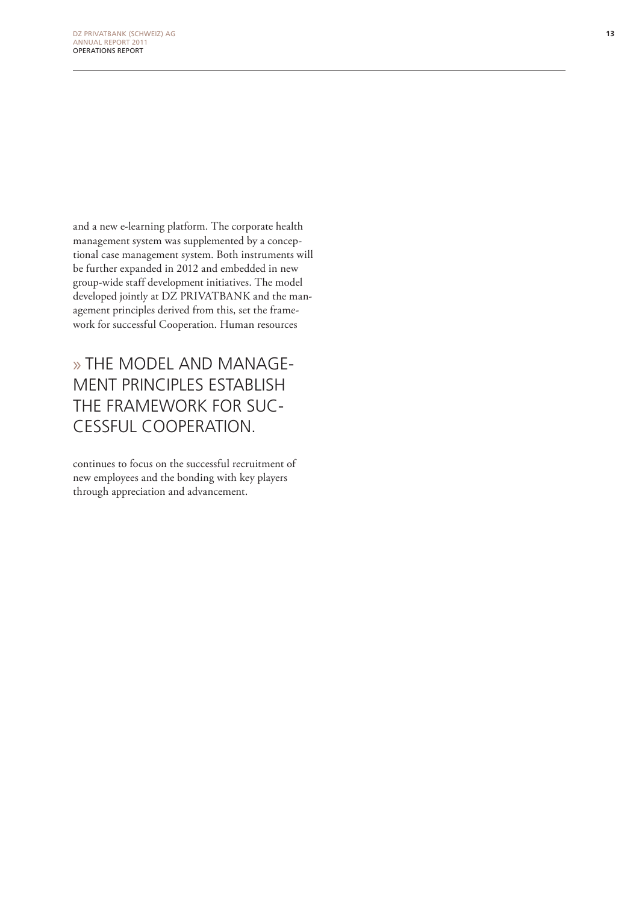and a new e-learning platform. The corporate health management system was supplemented by a conceptional case management system. Both instruments will be further expanded in 2012 and embedded in new group-wide staff development initiatives. The model developed jointly at DZ PRIVATBANK and the management principles derived from this, set the framework for successful Cooperation. Human resources

> » THE MODEL AND MANAGEMENT PRINCIPLES ESTABLISH THE FRAMEWORK FOR SUCCESSFUL COOPERATION.

continues to focus on the successful recruitment of new employees and the bonding with key players through appreciation and advancement.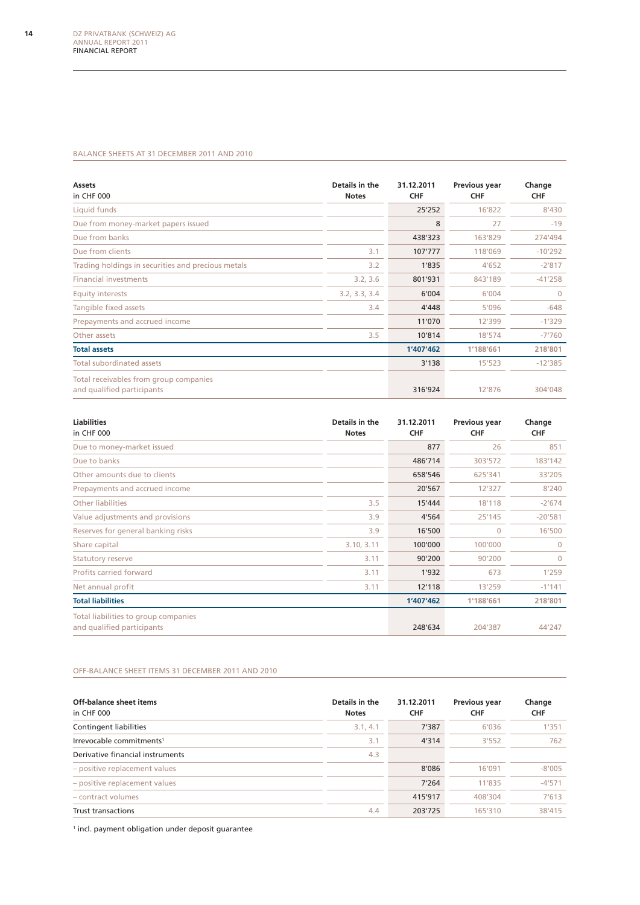## BALANCE SHEETS AT 31 DECEMBER 2011 AND 2010

| Assets<br>in CHF 000 | Details in the Notes | 31.12.2011 CHF | Previous year CHF | Change CHF |
|---|---|---|---|---|
| Liquid funds | | 25'252 | 16'822 | 8'430 |
| Due from money-market papers issued | | 8 | 27 | -19 |
| Due from banks | | 438'323 | 163'829 | 274'494 |
| Due from clients | 3.1 | 107'777 | 118'069 | -10'292 |
| Trading holdings in securities and precious metals | 3.2 | 1'835 | 4'652 | -2'817 |
| Financial investments | 3.2, 3.6 | 801'931 | 843'189 | -41'258 |
| Equity interests | 3.2, 3.3, 3.4 | 6'004 | 6'004 | 0 |
| Tangible fixed assets | 3.4 | 4'448 | 5'096 | -648 |
| Prepayments and accrued income | | 11'070 | 12'399 | -1'329 |
| Other assets | 3.5 | 10'814 | 18'574 | -7'760 |
| **Total assets** | | **1'407'462** | **1'188'661** | **218'801** |
| Total subordinated assets | | 3'138 | 15'523 | -12'385 |
| Total receivables from group companies and qualified participants | | 316'924 | 12'876 | 304'048 |

| Liabilities<br>in CHF 000 | Details in the Notes | 31.12.2011 CHF | Previous year CHF | Change CHF |
|---|---|---|---|---|
| Due to money-market issued | | 877 | 26 | 851 |
| Due to banks | | 486'714 | 303'572 | 183'142 |
| Other amounts due to clients | | 658'546 | 625'341 | 33'205 |
| Prepayments and accrued income | | 20'567 | 12'327 | 8'240 |
| Other liabilities | 3.5 | 15'444 | 18'118 | -2'674 |
| Value adjustments and provisions | 3.9 | 4'564 | 25'145 | -20'581 |
| Reserves for general banking risks | 3.9 | 16'500 | 0 | 16'500 |
| Share capital | 3.10, 3.11 | 100'000 | 100'000 | 0 |
| Statutory reserve | 3.11 | 90'200 | 90'200 | 0 |
| Profits carried forward | 3.11 | 1'932 | 673 | 1'259 |
| Net annual profit | 3.11 | 12'118 | 13'259 | -1'141 |
| **Total liabilities** | | **1'407'462** | **1'188'661** | **218'801** |
| Total liabilities to group companies and qualified participants | | 248'634 | 204'387 | 44'247 |

## OFF-BALANCE SHEET ITEMS 31 DECEMBER 2011 AND 2010

| Off-balance sheet items<br>in CHF 000 | Details in the Notes | 31.12.2011 CHF | Previous year CHF | Change CHF |
|---|---|---|---|---|
| Contingent liabilities | 3.1, 4.1 | 7'387 | 6'036 | 1'351 |
| Irrevocable commitments[1] | 3.1 | 4'314 | 3'552 | 762 |
| Derivative financial instruments | 4.3 | | | |
| – positive replacement values | | 8'086 | 16'091 | -8'005 |
| – positive replacement values | | 7'264 | 11'835 | -4'571 |
| – contract volumes | | 415'917 | 408'304 | 7'613 |
| Trust transactions | 4.4 | 203'725 | 165'310 | 38'415 |

[1] incl. payment obligation under deposit guarantee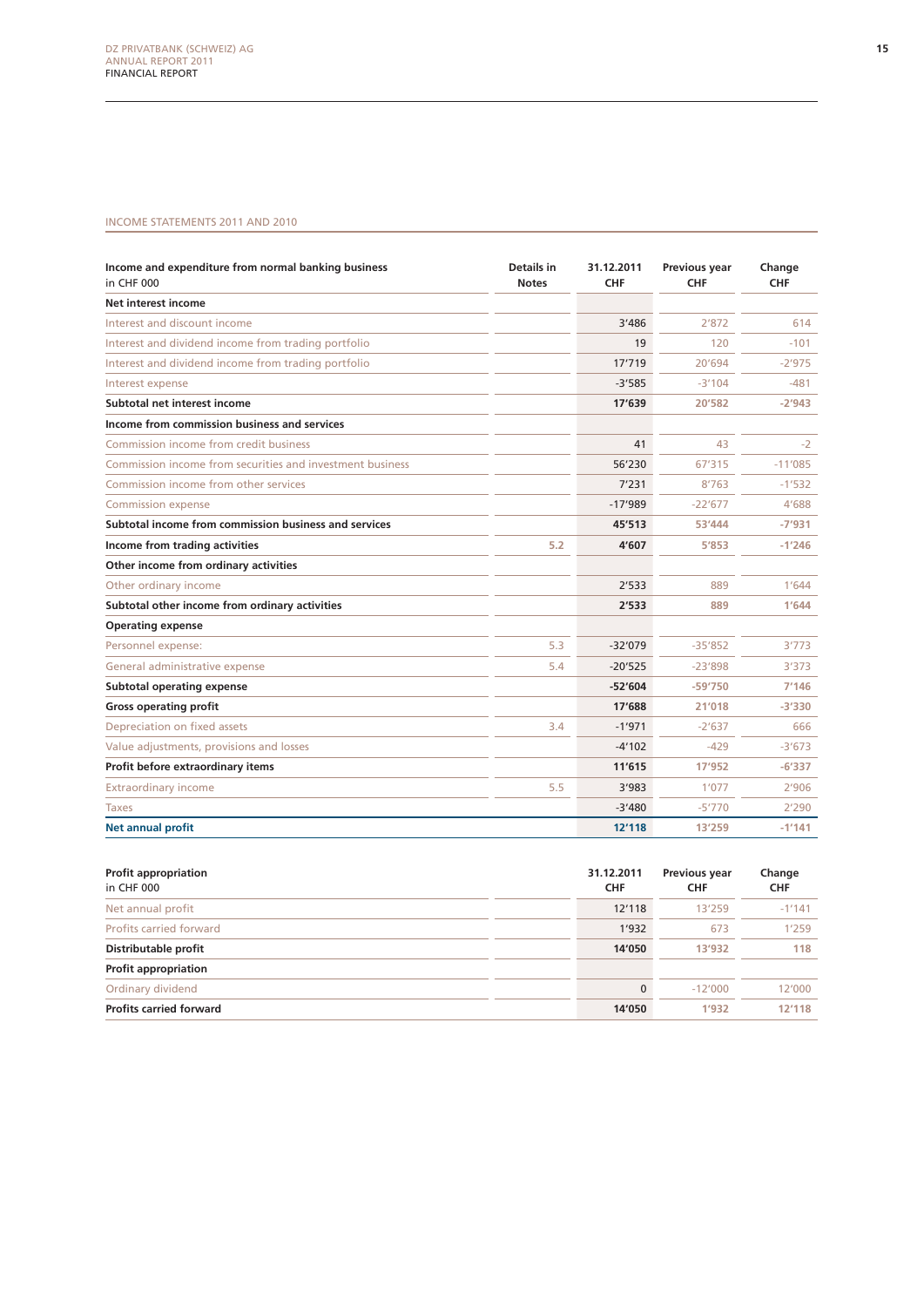## INCOME STATEMENTS 2011 AND 2010

| Income and expenditure from normal banking business in CHF 000 | Details in Notes | 31.12.2011 CHF | Previous year CHF | Change CHF |
|---|---|---|---|---|
| **Net interest income** | | | | |
| Interest and discount income | | 3'486 | 2'872 | 614 |
| Interest and dividend income from trading portfolio | | 19 | 120 | -101 |
| Interest and dividend income from trading portfolio | | 17'719 | 20'694 | -2'975 |
| Interest expense | | -3'585 | -3'104 | -481 |
| **Subtotal net interest income** | | **17'639** | **20'582** | **-2'943** |
| **Income from commission business and services** | | | | |
| Commission income from credit business | | 41 | 43 | -2 |
| Commission income from securities and investment business | | 56'230 | 67'315 | -11'085 |
| Commission income from other services | | 7'231 | 8'763 | -1'532 |
| Commission expense | | -17'989 | -22'677 | 4'688 |
| **Subtotal income from commission business and services** | | **45'513** | **53'444** | **-7'931** |
| **Income from trading activities** | **5.2** | **4'607** | **5'853** | **-1'246** |
| **Other income from ordinary activities** | | | | |
| Other ordinary income | | 2'533 | 889 | 1'644 |
| **Subtotal other income from ordinary activities** | | **2'533** | **889** | **1'644** |
| **Operating expense** | | | | |
| Personnel expense: | 5.3 | -32'079 | -35'852 | 3'773 |
| General administrative expense | 5.4 | -20'525 | -23'898 | 3'373 |
| **Subtotal operating expense** | | **-52'604** | **-59'750** | **7'146** |
| **Gross operating profit** | | **17'688** | **21'018** | **-3'330** |
| Depreciation on fixed assets | 3.4 | -1'971 | -2'637 | 666 |
| Value adjustments, provisions and losses | | -4'102 | -429 | -3'673 |
| **Profit before extraordinary items** | | **11'615** | **17'952** | **-6'337** |
| Extraordinary income | 5.5 | 3'983 | 1'077 | 2'906 |
| Taxes | | -3'480 | -5'770 | 2'290 |
| **Net annual profit** | | **12'118** | **13'259** | **-1'141** |

| Profit appropriation in CHF 000 | | 31.12.2011 CHF | Previous year CHF | Change CHF |
|---|---|---|---|---|
| Net annual profit | | 12'118 | 13'259 | -1'141 |
| Profits carried forward | | 1'932 | 673 | 1'259 |
| **Distributable profit** | | **14'050** | **13'932** | **118** |
| **Profit appropriation** | | | | |
| Ordinary dividend | | 0 | -12'000 | 12'000 |
| **Profits carried forward** | | **14'050** | **1'932** | **12'118** |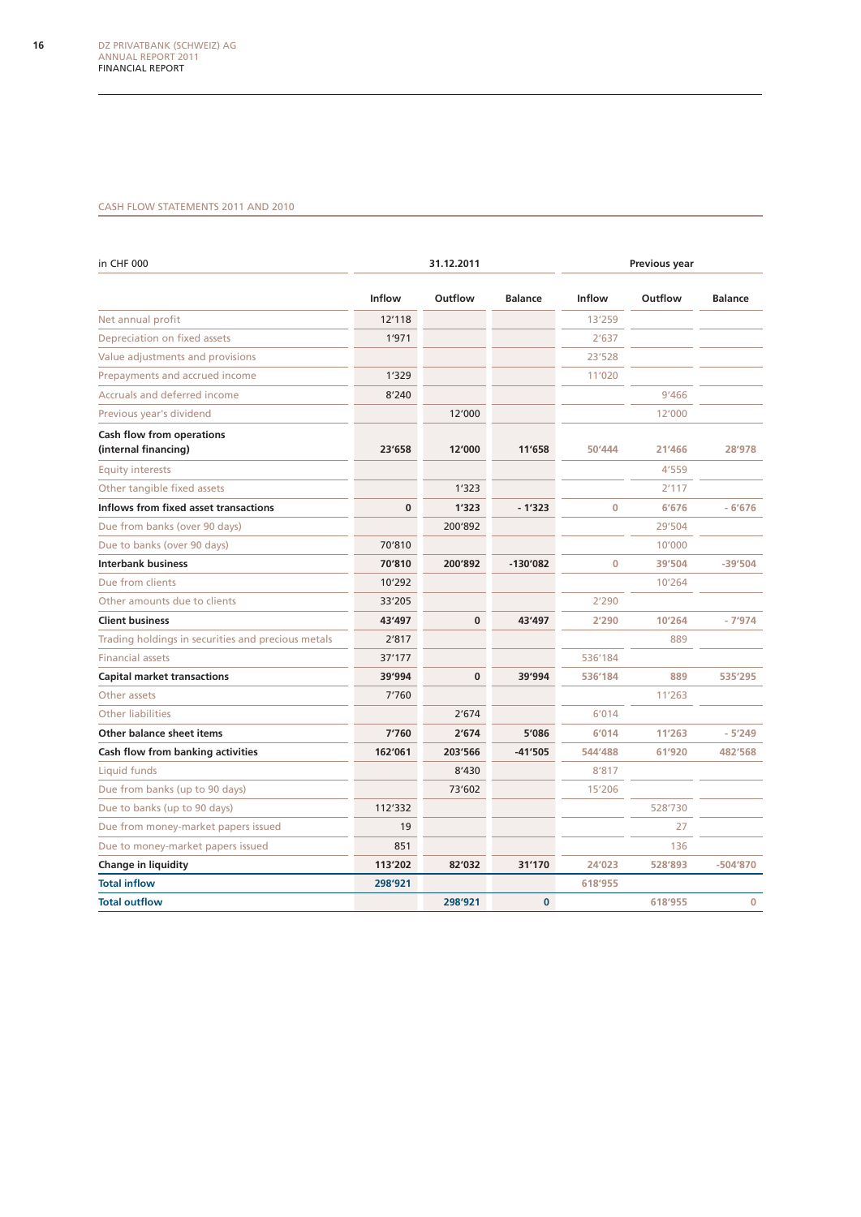## CASH FLOW STATEMENTS 2011 AND 2010

| in CHF 000 | 31.12.2011 | | | Previous year | | |
|---|---|---|---|---|---|---|
| | Inflow | Outflow | Balance | Inflow | Outflow | Balance |
| Net annual profit | 12'118 | | | 13'259 | | |
| Depreciation on fixed assets | 1'971 | | | 2'637 | | |
| Value adjustments and provisions | | | | 23'528 | | |
| Prepayments and accrued income | 1'329 | | | 11'020 | | |
| Accruals and deferred income | 8'240 | | | | 9'466 | |
| Previous year's dividend | | 12'000 | | | 12'000 | |
| **Cash flow from operations (internal financing)** | **23'658** | **12'000** | **11'658** | **50'444** | **21'466** | **28'978** |
| Equity interests | | | | | 4'559 | |
| Other tangible fixed assets | | 1'323 | | | 2'117 | |
| **Inflows from fixed asset transactions** | **0** | **1'323** | **- 1'323** | **0** | **6'676** | **- 6'676** |
| Due from banks (over 90 days) | | 200'892 | | | 29'504 | |
| Due to banks (over 90 days) | 70'810 | | | | 10'000 | |
| **Interbank business** | **70'810** | **200'892** | **-130'082** | **0** | **39'504** | **-39'504** |
| Due from clients | 10'292 | | | | 10'264 | |
| Other amounts due to clients | 33'205 | | | 2'290 | | |
| **Client business** | **43'497** | **0** | **43'497** | **2'290** | **10'264** | **- 7'974** |
| Trading holdings in securities and precious metals | 2'817 | | | | 889 | |
| Financial assets | 37'177 | | | 536'184 | | |
| **Capital market transactions** | **39'994** | **0** | **39'994** | **536'184** | **889** | **535'295** |
| Other assets | 7'760 | | | | 11'263 | |
| Other liabilities | | 2'674 | | 6'014 | | |
| **Other balance sheet items** | **7'760** | **2'674** | **5'086** | **6'014** | **11'263** | **- 5'249** |
| **Cash flow from banking activities** | **162'061** | **203'566** | **-41'505** | **544'488** | **61'920** | **482'568** |
| Liquid funds | | 8'430 | | 8'817 | | |
| Due from banks (up to 90 days) | | 73'602 | | 15'206 | | |
| Due to banks (up to 90 days) | 112'332 | | | | 528'730 | |
| Due from money-market papers issued | 19 | | | | 27 | |
| Due to money-market papers issued | 851 | | | | 136 | |
| **Change in liquidity** | **113'202** | **82'032** | **31'170** | **24'023** | **528'893** | **-504'870** |
| **Total inflow** | **298'921** | | | **618'955** | | |
| **Total outflow** | | **298'921** | **0** | | **618'955** | **0** |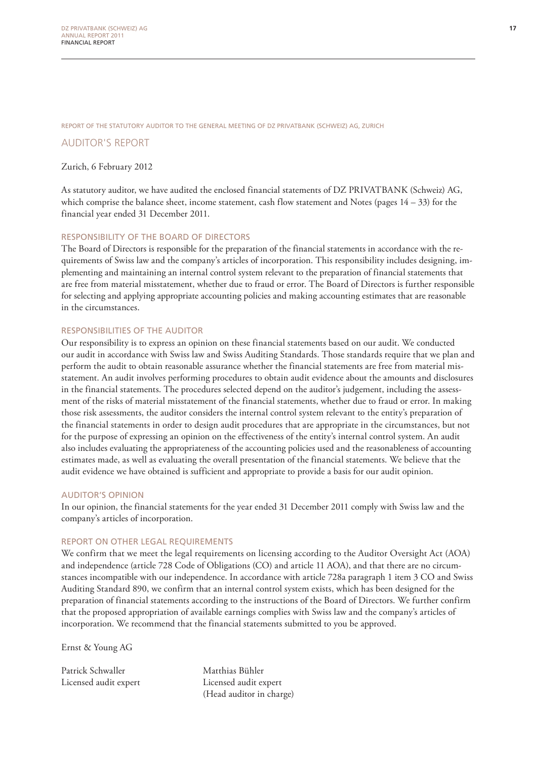REPORT OF THE STATUTORY AUDITOR TO THE GENERAL MEETING OF DZ PRIVATBANK (SCHWEIZ) AG, ZURICH

# AUDITOR'S REPORT

Zurich, 6 February 2012

As statutory auditor, we have audited the enclosed financial statements of DZ PRIVATBANK (Schweiz) AG, which comprise the balance sheet, income statement, cash flow statement and Notes (pages 14 – 33) for the financial year ended 31 December 2011.

## RESPONSIBILITY OF THE BOARD OF DIRECTORS

The Board of Directors is responsible for the preparation of the financial statements in accordance with the requirements of Swiss law and the company's articles of incorporation. This responsibility includes designing, implementing and maintaining an internal control system relevant to the preparation of financial statements that are free from material misstatement, whether due to fraud or error. The Board of Directors is further responsible for selecting and applying appropriate accounting policies and making accounting estimates that are reasonable in the circumstances.

## RESPONSIBILITIES OF THE AUDITOR

Our responsibility is to express an opinion on these financial statements based on our audit. We conducted our audit in accordance with Swiss law and Swiss Auditing Standards. Those standards require that we plan and perform the audit to obtain reasonable assurance whether the financial statements are free from material misstatement. An audit involves performing procedures to obtain audit evidence about the amounts and disclosures in the financial statements. The procedures selected depend on the auditor's judgement, including the assessment of the risks of material misstatement of the financial statements, whether due to fraud or error. In making those risk assessments, the auditor considers the internal control system relevant to the entity's preparation of the financial statements in order to design audit procedures that are appropriate in the circumstances, but not for the purpose of expressing an opinion on the effectiveness of the entity's internal control system. An audit also includes evaluating the appropriateness of the accounting policies used and the reasonableness of accounting estimates made, as well as evaluating the overall presentation of the financial statements. We believe that the audit evidence we have obtained is sufficient and appropriate to provide a basis for our audit opinion.

## AUDITOR'S OPINION

In our opinion, the financial statements for the year ended 31 December 2011 comply with Swiss law and the company's articles of incorporation.

## REPORT ON OTHER LEGAL REQUIREMENTS

We confirm that we meet the legal requirements on licensing according to the Auditor Oversight Act (AOA) and independence (article 728 Code of Obligations (CO) and article 11 AOA), and that there are no circumstances incompatible with our independence. In accordance with article 728a paragraph 1 item 3 CO and Swiss Auditing Standard 890, we confirm that an internal control system exists, which has been designed for the preparation of financial statements according to the instructions of the Board of Directors. We further confirm that the proposed appropriation of available earnings complies with Swiss law and the company's articles of incorporation. We recommend that the financial statements submitted to you be approved.

Ernst & Young AG

| | |
|---|---|
| Patrick Schwaller | Matthias Bühler |
| Licensed audit expert | Licensed audit expert |
| | (Head auditor in charge) |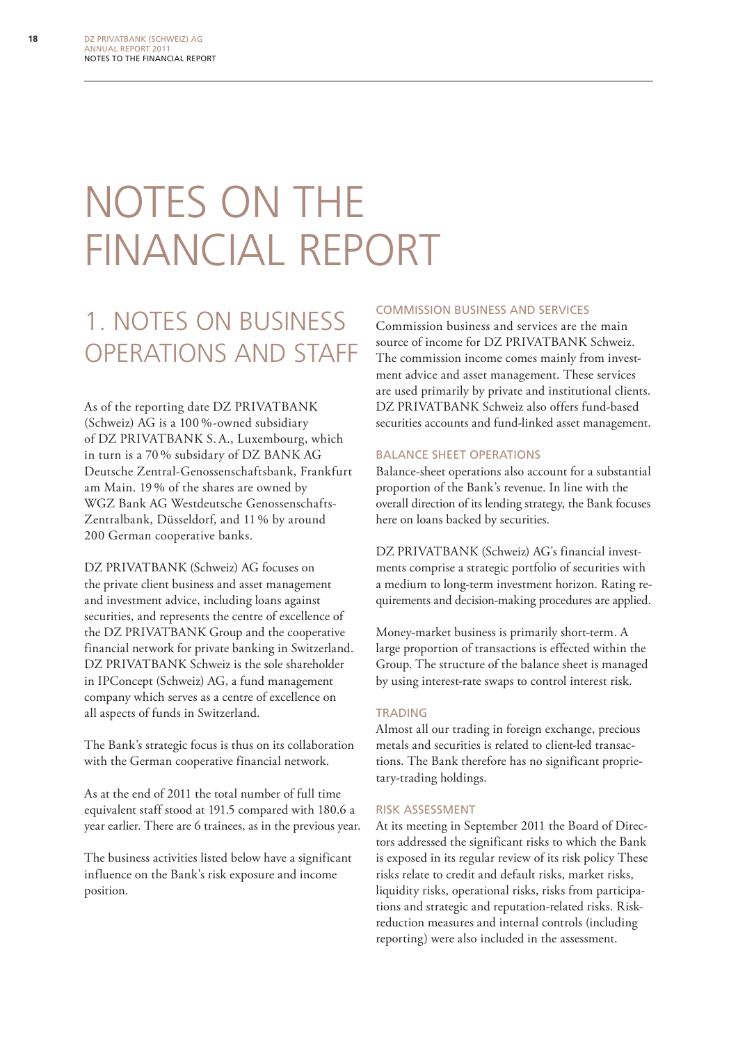# NOTES ON THE FINANCIAL REPORT

## 1. NOTES ON BUSINESS OPERATIONS AND STAFF

As of the reporting date DZ PRIVATBANK (Schweiz) AG is a 100 %-owned subsidiary of DZ PRIVATBANK S. A., Luxembourg, which in turn is a 70 % subsidary of DZ BANK AG Deutsche Zentral-Genossenschaftsbank, Frankfurt am Main. 19 % of the shares are owned by WGZ Bank AG Westdeutsche Genossenschafts-Zentralbank, Düsseldorf, and 11 % by around 200 German cooperative banks.

DZ PRIVATBANK (Schweiz) AG focuses on the private client business and asset management and investment advice, including loans against securities, and represents the centre of excellence of the DZ PRIVATBANK Group and the cooperative financial network for private banking in Switzerland. DZ PRIVATBANK Schweiz is the sole shareholder in IPConcept (Schweiz) AG, a fund management company which serves as a centre of excellence on all aspects of funds in Switzerland.

The Bank's strategic focus is thus on its collaboration with the German cooperative financial network.

As at the end of 2011 the total number of full time equivalent staff stood at 191.5 compared with 180.6 a year earlier. There are 6 trainees, as in the previous year.

The business activities listed below have a significant influence on the Bank's risk exposure and income position.

### COMMISSION BUSINESS AND SERVICES

Commission business and services are the main source of income for DZ PRIVATBANK Schweiz. The commission income comes mainly from investment advice and asset management. These services are used primarily by private and institutional clients. DZ PRIVATBANK Schweiz also offers fund-based securities accounts and fund-linked asset management.

### BALANCE SHEET OPERATIONS

Balance-sheet operations also account for a substantial proportion of the Bank's revenue. In line with the overall direction of its lending strategy, the Bank focuses here on loans backed by securities.

DZ PRIVATBANK (Schweiz) AG's financial investments comprise a strategic portfolio of securities with a medium to long-term investment horizon. Rating requirements and decision-making procedures are applied.

Money-market business is primarily short-term. A large proportion of transactions is effected within the Group. The structure of the balance sheet is managed by using interest-rate swaps to control interest risk.

### TRADING

Almost all our trading in foreign exchange, precious metals and securities is related to client-led transactions. The Bank therefore has no significant proprietary-trading holdings.

### RISK ASSESSMENT

At its meeting in September 2011 the Board of Directors addressed the significant risks to which the Bank is exposed in its regular review of its risk policy These risks relate to credit and default risks, market risks, liquidity risks, operational risks, risks from participations and strategic and reputation-related risks. Risk-reduction measures and internal controls (including reporting) were also included in the assessment.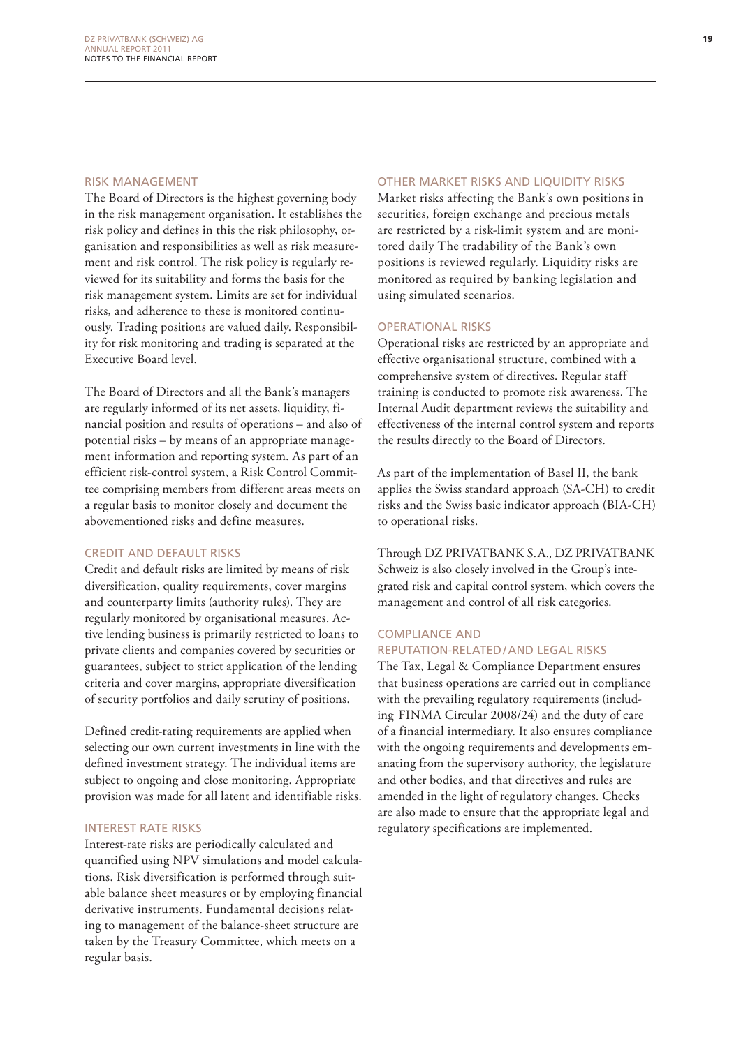## RISK MANAGEMENT

The Board of Directors is the highest governing body in the risk management organisation. It establishes the risk policy and defines in this the risk philosophy, organisation and responsibilities as well as risk measurement and risk control. The risk policy is regularly reviewed for its suitability and forms the basis for the risk management system. Limits are set for individual risks, and adherence to these is monitored continuously. Trading positions are valued daily. Responsibility for risk monitoring and trading is separated at the Executive Board level.

The Board of Directors and all the Bank's managers are regularly informed of its net assets, liquidity, financial position and results of operations – and also of potential risks – by means of an appropriate management information and reporting system. As part of an efficient risk-control system, a Risk Control Committee comprising members from different areas meets on a regular basis to monitor closely and document the abovementioned risks and define measures.

## CREDIT AND DEFAULT RISKS

Credit and default risks are limited by means of risk diversification, quality requirements, cover margins and counterparty limits (authority rules). They are regularly monitored by organisational measures. Active lending business is primarily restricted to loans to private clients and companies covered by securities or guarantees, subject to strict application of the lending criteria and cover margins, appropriate diversification of security portfolios and daily scrutiny of positions.

Defined credit-rating requirements are applied when selecting our own current investments in line with the defined investment strategy. The individual items are subject to ongoing and close monitoring. Appropriate provision was made for all latent and identifiable risks.

## INTEREST RATE RISKS

Interest-rate risks are periodically calculated and quantified using NPV simulations and model calculations. Risk diversification is performed through suitable balance sheet measures or by employing financial derivative instruments. Fundamental decisions relating to management of the balance-sheet structure are taken by the Treasury Committee, which meets on a regular basis.

## OTHER MARKET RISKS AND LIQUIDITY RISKS

Market risks affecting the Bank's own positions in securities, foreign exchange and precious metals are restricted by a risk-limit system and are monitored daily The tradability of the Bank's own positions is reviewed regularly. Liquidity risks are monitored as required by banking legislation and using simulated scenarios.

## OPERATIONAL RISKS

Operational risks are restricted by an appropriate and effective organisational structure, combined with a comprehensive system of directives. Regular staff training is conducted to promote risk awareness. The Internal Audit department reviews the suitability and effectiveness of the internal control system and reports the results directly to the Board of Directors.

As part of the implementation of Basel II, the bank applies the Swiss standard approach (SA-CH) to credit risks and the Swiss basic indicator approach (BIA-CH) to operational risks.

Through DZ PRIVATBANK S.A., DZ PRIVATBANK Schweiz is also closely involved in the Group's integrated risk and capital control system, which covers the management and control of all risk categories.

## COMPLIANCE AND REPUTATION-RELATED/AND LEGAL RISKS

The Tax, Legal & Compliance Department ensures that business operations are carried out in compliance with the prevailing regulatory requirements (including FINMA Circular 2008/24) and the duty of care of a financial intermediary. It also ensures compliance with the ongoing requirements and developments emanating from the supervisory authority, the legislature and other bodies, and that directives and rules are amended in the light of regulatory changes. Checks are also made to ensure that the appropriate legal and regulatory specifications are implemented.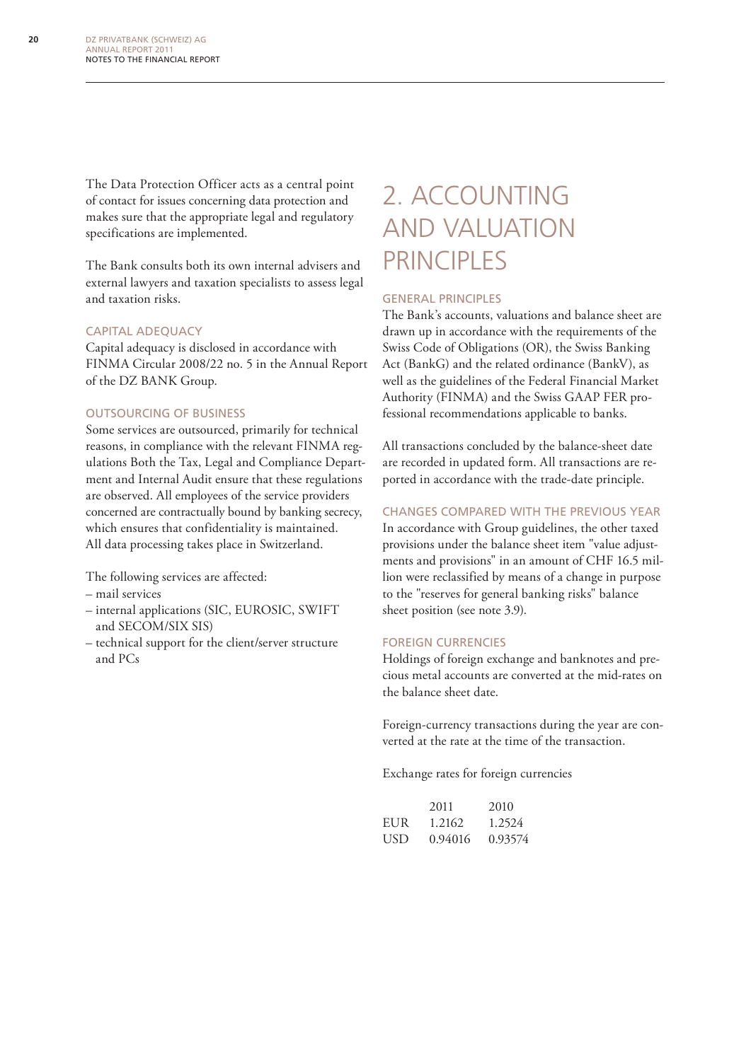The Data Protection Officer acts as a central point of contact for issues concerning data protection and makes sure that the appropriate legal and regulatory specifications are implemented.

The Bank consults both its own internal advisers and external lawyers and taxation specialists to assess legal and taxation risks.

### CAPITAL ADEQUACY

Capital adequacy is disclosed in accordance with FINMA Circular 2008/22 no. 5 in the Annual Report of the DZ BANK Group.

### OUTSOURCING OF BUSINESS

Some services are outsourced, primarily for technical reasons, in compliance with the relevant FINMA regulations Both the Tax, Legal and Compliance Department and Internal Audit ensure that these regulations are observed. All employees of the service providers concerned are contractually bound by banking secrecy, which ensures that confidentiality is maintained. All data processing takes place in Switzerland.

The following services are affected:

– mail services
– internal applications (SIC, EUROSIC, SWIFT and SECOM/SIX SIS)
– technical support for the client/server structure and PCs

# 2. ACCOUNTING AND VALUATION PRINCIPLES

### GENERAL PRINCIPLES

The Bank's accounts, valuations and balance sheet are drawn up in accordance with the requirements of the Swiss Code of Obligations (OR), the Swiss Banking Act (BankG) and the related ordinance (BankV), as well as the guidelines of the Federal Financial Market Authority (FINMA) and the Swiss GAAP FER professional recommendations applicable to banks.

All transactions concluded by the balance-sheet date are recorded in updated form. All transactions are reported in accordance with the trade-date principle.

### CHANGES COMPARED WITH THE PREVIOUS YEAR

In accordance with Group guidelines, the other taxed provisions under the balance sheet item "value adjustments and provisions" in an amount of CHF 16.5 million were reclassified by means of a change in purpose to the "reserves for general banking risks" balance sheet position (see note 3.9).

### FOREIGN CURRENCIES

Holdings of foreign exchange and banknotes and precious metal accounts are converted at the mid-rates on the balance sheet date.

Foreign-currency transactions during the year are converted at the rate at the time of the transaction.

Exchange rates for foreign currencies

| | 2011 | 2010 |
|---|---|---|
| EUR | 1.2162 | 1.2524 |
| USD | 0.94016 | 0.93574 |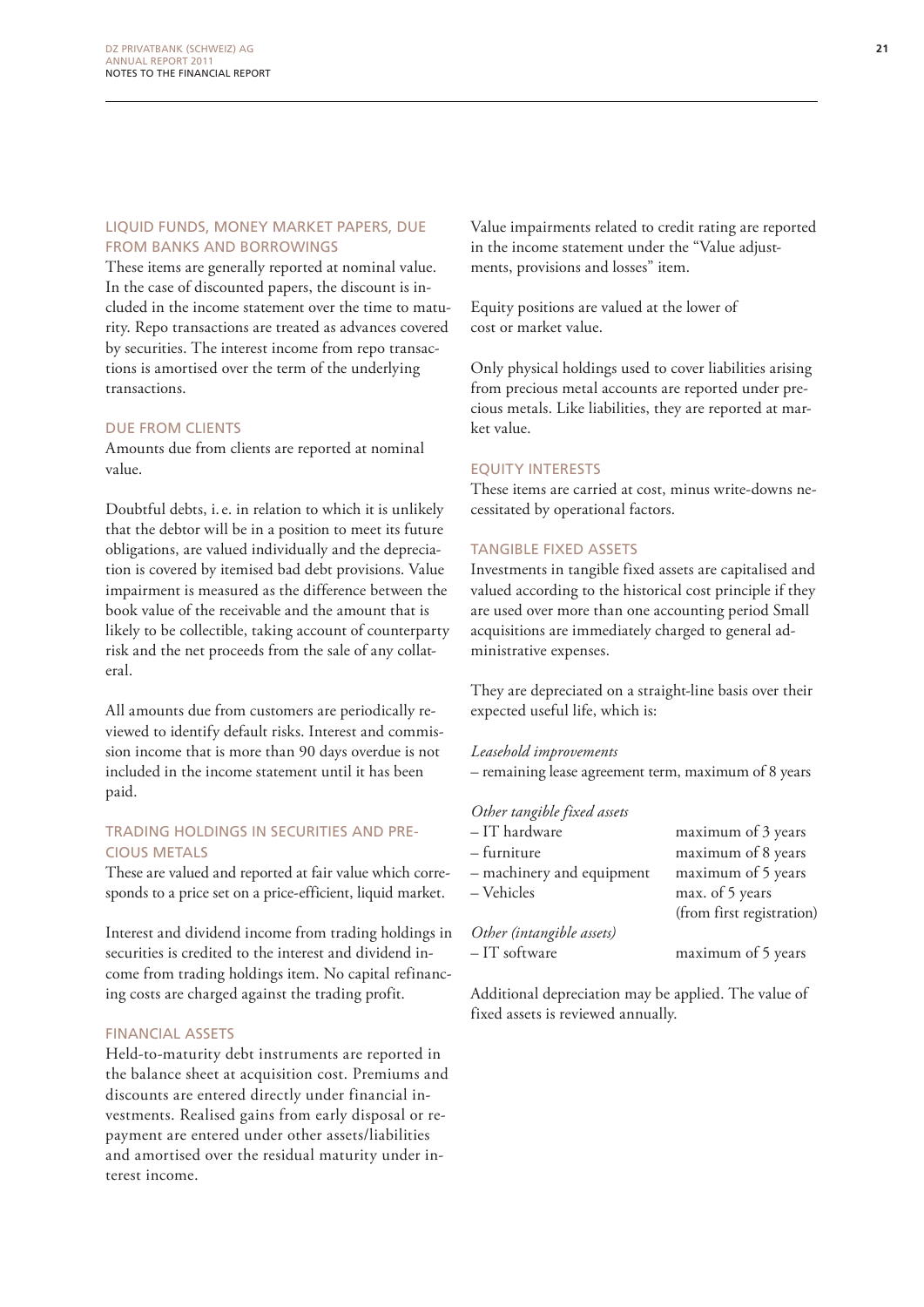## LIQUID FUNDS, MONEY MARKET PAPERS, DUE FROM BANKS AND BORROWINGS

These items are generally reported at nominal value. In the case of discounted papers, the discount is included in the income statement over the time to maturity. Repo transactions are treated as advances covered by securities. The interest income from repo transactions is amortised over the term of the underlying transactions.

## DUE FROM CLIENTS

Amounts due from clients are reported at nominal value.

Doubtful debts, i. e. in relation to which it is unlikely that the debtor will be in a position to meet its future obligations, are valued individually and the depreciation is covered by itemised bad debt provisions. Value impairment is measured as the difference between the book value of the receivable and the amount that is likely to be collectible, taking account of counterparty risk and the net proceeds from the sale of any collateral.

All amounts due from customers are periodically reviewed to identify default risks. Interest and commission income that is more than 90 days overdue is not included in the income statement until it has been paid.

## TRADING HOLDINGS IN SECURITIES AND PRECIOUS METALS

These are valued and reported at fair value which corresponds to a price set on a price-efficient, liquid market.

Interest and dividend income from trading holdings in securities is credited to the interest and dividend income from trading holdings item. No capital refinancing costs are charged against the trading profit.

## FINANCIAL ASSETS

Held-to-maturity debt instruments are reported in the balance sheet at acquisition cost. Premiums and discounts are entered directly under financial investments. Realised gains from early disposal or repayment are entered under other assets/liabilities and amortised over the residual maturity under interest income.

Value impairments related to credit rating are reported in the income statement under the "Value adjustments, provisions and losses" item.

Equity positions are valued at the lower of cost or market value.

Only physical holdings used to cover liabilities arising from precious metal accounts are reported under precious metals. Like liabilities, they are reported at market value.

## EQUITY INTERESTS

These items are carried at cost, minus write-downs necessitated by operational factors.

## TANGIBLE FIXED ASSETS

Investments in tangible fixed assets are capitalised and valued according to the historical cost principle if they are used over more than one accounting period Small acquisitions are immediately charged to general administrative expenses.

They are depreciated on a straight-line basis over their expected useful life, which is:

*Leasehold improvements*
– remaining lease agreement term, maximum of 8 years

*Other tangible fixed assets*

| | |
|---|---|
| – IT hardware | maximum of 3 years |
| – furniture | maximum of 8 years |
| – machinery and equipment | maximum of 5 years |
| – Vehicles | max. of 5 years (from first registration) |

*Other (intangible assets)*

| | |
|---|---|
| – IT software | maximum of 5 years |

Additional depreciation may be applied. The value of fixed assets is reviewed annually.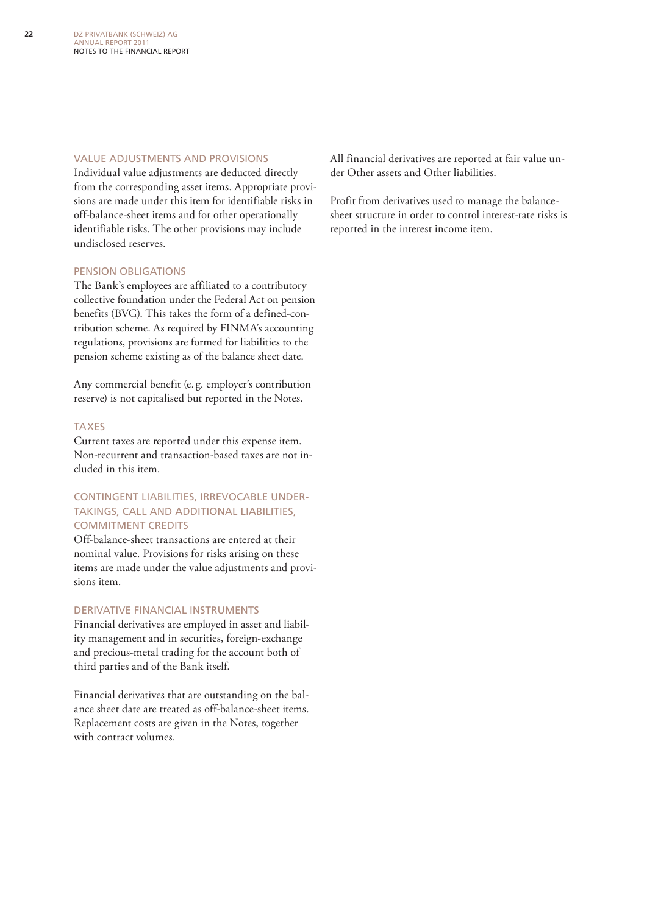### VALUE ADJUSTMENTS AND PROVISIONS

Individual value adjustments are deducted directly from the corresponding asset items. Appropriate provisions are made under this item for identifiable risks in off-balance-sheet items and for other operationally identifiable risks. The other provisions may include undisclosed reserves.

### PENSION OBLIGATIONS

The Bank's employees are affiliated to a contributory collective foundation under the Federal Act on pension benefits (BVG). This takes the form of a defined-contribution scheme. As required by FINMA's accounting regulations, provisions are formed for liabilities to the pension scheme existing as of the balance sheet date.

Any commercial benefit (e.g. employer's contribution reserve) is not capitalised but reported in the Notes.

### TAXES

Current taxes are reported under this expense item. Non-recurrent and transaction-based taxes are not included in this item.

### CONTINGENT LIABILITIES, IRREVOCABLE UNDERTAKINGS, CALL AND ADDITIONAL LIABILITIES, COMMITMENT CREDITS

Off-balance-sheet transactions are entered at their nominal value. Provisions for risks arising on these items are made under the value adjustments and provisions item.

### DERIVATIVE FINANCIAL INSTRUMENTS

Financial derivatives are employed in asset and liability management and in securities, foreign-exchange and precious-metal trading for the account both of third parties and of the Bank itself.

Financial derivatives that are outstanding on the balance sheet date are treated as off-balance-sheet items. Replacement costs are given in the Notes, together with contract volumes.

All financial derivatives are reported at fair value under Other assets and Other liabilities.

Profit from derivatives used to manage the balance-sheet structure in order to control interest-rate risks is reported in the interest income item.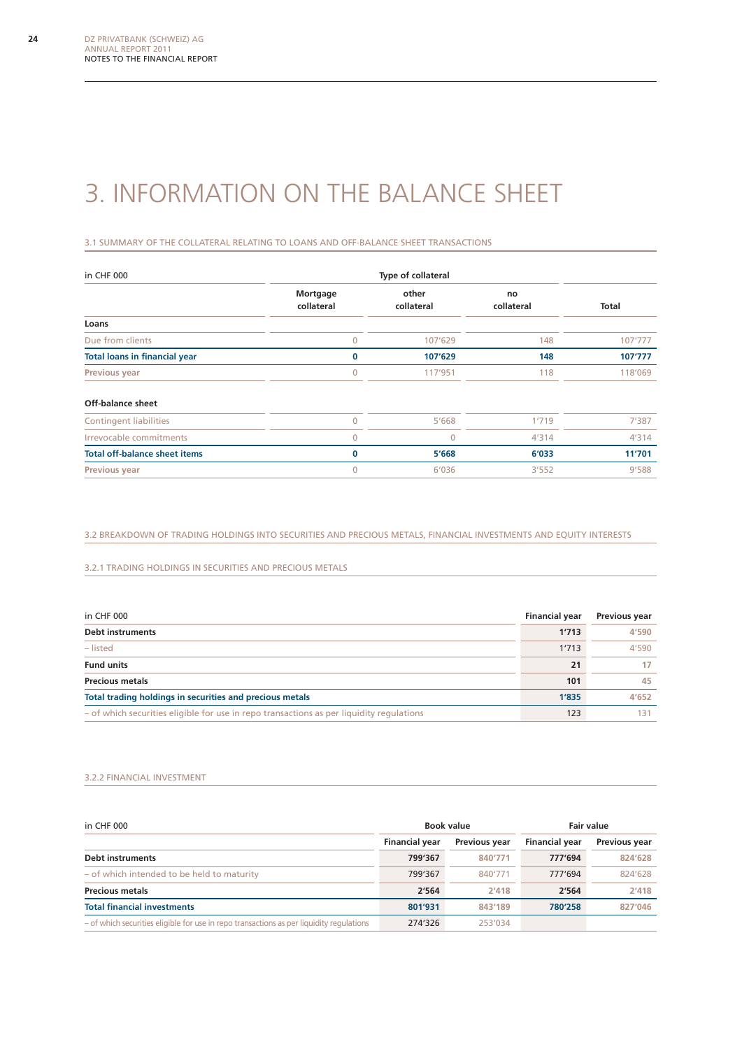# 3. INFORMATION ON THE BALANCE SHEET

## 3.1 SUMMARY OF THE COLLATERAL RELATING TO LOANS AND OFF-BALANCE SHEET TRANSACTIONS

| in CHF 000 | Type of collateral | | | |
|---|---|---|---|---|
| | Mortgage collateral | other collateral | no collateral | Total |
| **Loans** | | | | |
| Due from clients | 0 | 107'629 | 148 | 107'777 |
| **Total loans in financial year** | **0** | **107'629** | **148** | **107'777** |
| **Previous year** | 0 | 117'951 | 118 | 118'069 |
| **Off-balance sheet** | | | | |
| Contingent liabilities | 0 | 5'668 | 1'719 | 7'387 |
| Irrevocable commitments | 0 | 0 | 4'314 | 4'314 |
| **Total off-balance sheet items** | **0** | **5'668** | **6'033** | **11'701** |
| **Previous year** | 0 | 6'036 | 3'552 | 9'588 |

## 3.2 BREAKDOWN OF TRADING HOLDINGS INTO SECURITIES AND PRECIOUS METALS, FINANCIAL INVESTMENTS AND EQUITY INTERESTS

### 3.2.1 TRADING HOLDINGS IN SECURITIES AND PRECIOUS METALS

| in CHF 000 | Financial year | Previous year |
|---|---|---|
| **Debt instruments** | **1'713** | **4'590** |
| – listed | 1'713 | 4'590 |
| **Fund units** | **21** | **17** |
| **Precious metals** | **101** | **45** |
| **Total trading holdings in securities and precious metals** | **1'835** | **4'652** |
| – of which securities eligible for use in repo transactions as per liquidity regulations | 123 | 131 |

### 3.2.2 FINANCIAL INVESTMENT

| in CHF 000 | Book value | | Fair value | |
|---|---|---|---|---|
| | Financial year | Previous year | Financial year | Previous year |
| **Debt instruments** | **799'367** | **840'771** | **777'694** | **824'628** |
| – of which intended to be held to maturity | 799'367 | 840'771 | 777'694 | 824'628 |
| **Precious metals** | **2'564** | **2'418** | **2'564** | **2'418** |
| **Total financial investments** | **801'931** | **843'189** | **780'258** | **827'046** |
| – of which securities eligible for use in repo transactions as per liquidity regulations | 274'326 | 253'034 | | |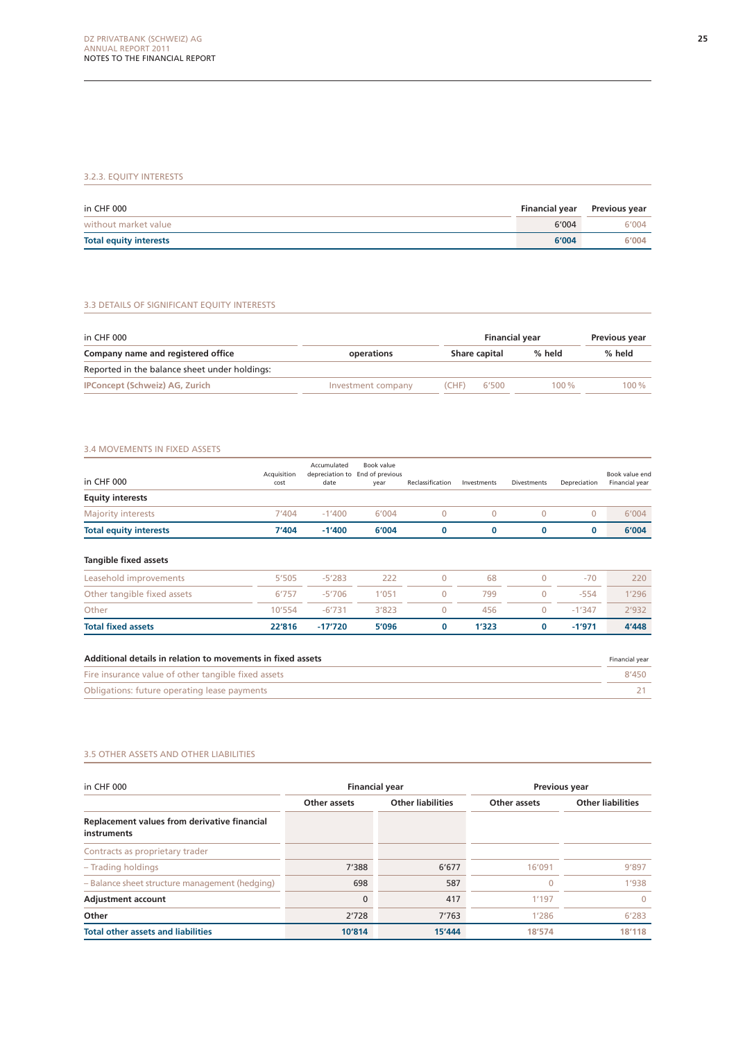### 3.2.3. EQUITY INTERESTS

| in CHF 000 | Financial year | Previous year |
|---|---|---|
| without market value | 6'004 | 6'004 |
| **Total equity interests** | **6'004** | **6'004** |

### 3.3 DETAILS OF SIGNIFICANT EQUITY INTERESTS

| in CHF 000 | | Financial year | | Previous year |
|---|---|---|---|---|
| **Company name and registered office** | **operations** | **Share capital** | **% held** | **% held** |
| Reported in the balance sheet under holdings: | | | | |
| **IPConcept (Schweiz) AG, Zurich** | Investment company | (CHF) 6'500 | 100 % | 100 % |

### 3.4 MOVEMENTS IN FIXED ASSETS

| in CHF 000 | Acquisition cost | Accumulated depreciation to date | Book value End of previous year | Reclassification | Investments | Divestments | Depreciation | Book value end Financial year |
|---|---|---|---|---|---|---|---|---|
| **Equity interests** | | | | | | | | |
| Majority interests | 7'404 | -1'400 | 6'004 | 0 | 0 | 0 | 0 | 6'004 |
| **Total equity interests** | **7'404** | **-1'400** | **6'004** | **0** | **0** | **0** | **0** | **6'004** |
| **Tangible fixed assets** | | | | | | | | |
| Leasehold improvements | 5'505 | -5'283 | 222 | 0 | 68 | 0 | -70 | 220 |
| Other tangible fixed assets | 6'757 | -5'706 | 1'051 | 0 | 799 | 0 | -554 | 1'296 |
| Other | 10'554 | -6'731 | 3'823 | 0 | 456 | 0 | -1'347 | 2'932 |
| **Total fixed assets** | **22'816** | **-17'720** | **5'096** | **0** | **1'323** | **0** | **-1'971** | **4'448** |

| **Additional details in relation to movements in fixed assets** | Financial year |
|---|---|
| Fire insurance value of other tangible fixed assets | 8'450 |
| Obligations: future operating lease payments | 21 |

### 3.5 OTHER ASSETS AND OTHER LIABILITIES

| in CHF 000 | Financial year | | Previous year | |
|---|---|---|---|---|
| | **Other assets** | **Other liabilities** | **Other assets** | **Other liabilities** |
| **Replacement values from derivative financial instruments** | | | | |
| Contracts as proprietary trader | | | | |
| – Trading holdings | 7'388 | 6'677 | 16'091 | 9'897 |
| – Balance sheet structure management (hedging) | 698 | 587 | 0 | 1'938 |
| **Adjustment account** | 0 | 417 | 1'197 | 0 |
| **Other** | 2'728 | 7'763 | 1'286 | 6'283 |
| **Total other assets and liabilities** | **10'814** | **15'444** | **18'574** | **18'118** |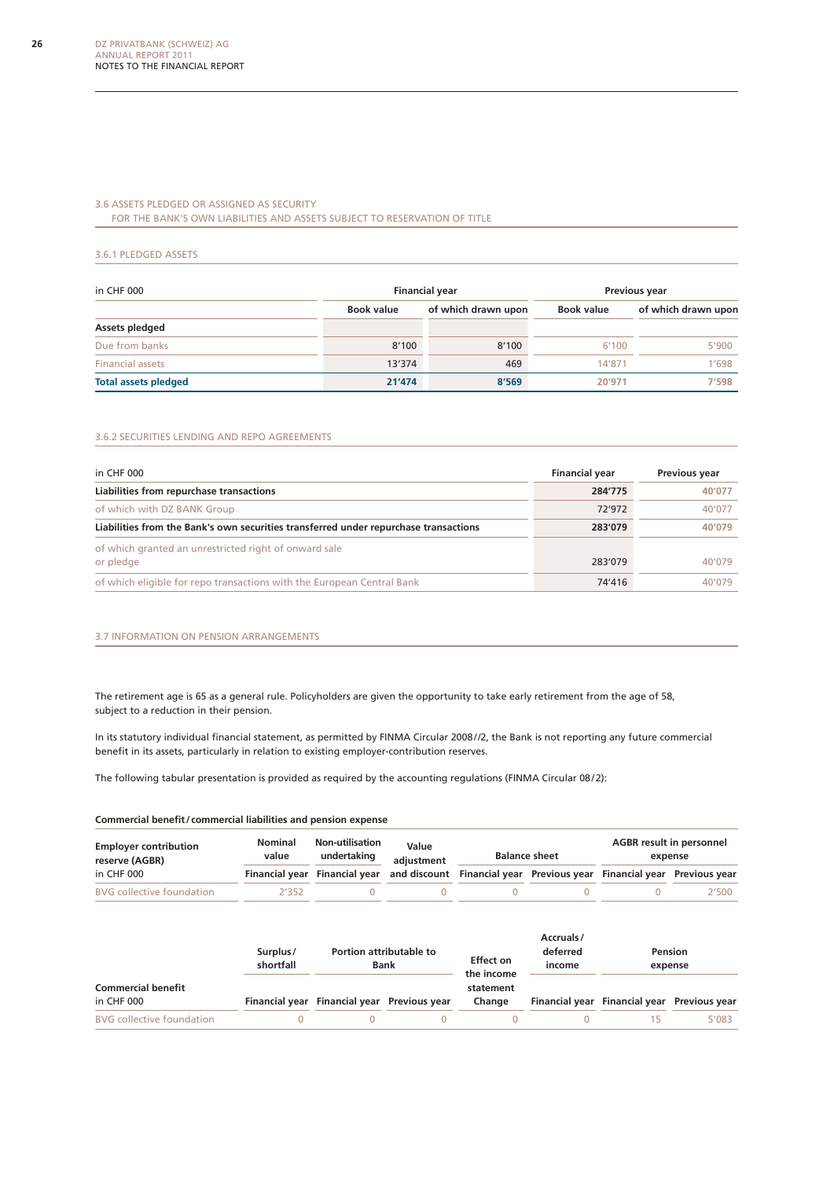### 3.6 ASSETS PLEDGED OR ASSIGNED AS SECURITY FOR THE BANK'S OWN LIABILITIES AND ASSETS SUBJECT TO RESERVATION OF TITLE

#### 3.6.1 PLEDGED ASSETS

| in CHF 000 | Financial year | | Previous year | |
|---|---|---|---|---|
| | Book value | of which drawn upon | Book value | of which drawn upon |
| **Assets pledged** | | | | |
| Due from banks | 8'100 | 8'100 | 6'100 | 5'900 |
| Financial assets | 13'374 | 469 | 14'871 | 1'698 |
| **Total assets pledged** | **21'474** | **8'569** | **20'971** | **7'598** |

#### 3.6.2 SECURITIES LENDING AND REPO AGREEMENTS

| in CHF 000 | Financial year | Previous year |
|---|---|---|
| **Liabilities from repurchase transactions** | **284'775** | **40'077** |
| of which with DZ BANK Group | 72'972 | 40'077 |
| **Liabilities from the Bank's own securities transferred under repurchase transactions** | **283'079** | **40'079** |
| of which granted an unrestricted right of onward sale or pledge | 283'079 | 40'079 |
| of which eligible for repo transactions with the European Central Bank | 74'416 | 40'079 |

### 3.7 INFORMATION ON PENSION ARRANGEMENTS

The retirement age is 65 as a general rule. Policyholders are given the opportunity to take early retirement from the age of 58, subject to a reduction in their pension.

In its statutory individual financial statement, as permitted by FINMA Circular 2008//2, the Bank is not reporting any future commercial benefit in its assets, particularly in relation to existing employer-contribution reserves.

The following tabular presentation is provided as required by the accounting regulations (FINMA Circular 08/2):

**Commercial benefit / commercial liabilities and pension expense**

| Employer contribution reserve (AGBR) in CHF 000 | Nominal value | Non-utilisation undertaking | Value adjustment | Balance sheet | | AGBR result in personnel expense | |
|---|---|---|---|---|---|---|---|
| | Financial year | Financial year | and discount | Financial year | Previous year | Financial year | Previous year |
| BVG collective foundation | 2'352 | 0 | 0 | 0 | 0 | 0 | 2'500 |

| Commercial benefit in CHF 000 | Surplus / shortfall | Portion attributable to Bank | | Effect on the income statement | Accruals / deferred income | Pension expense | |
|---|---|---|---|---|---|---|---|
| | Financial year | Financial year | Previous year | Change | Financial year | Financial year | Previous year |
| BVG collective foundation | 0 | 0 | 0 | 0 | 0 | 15 | 5'083 |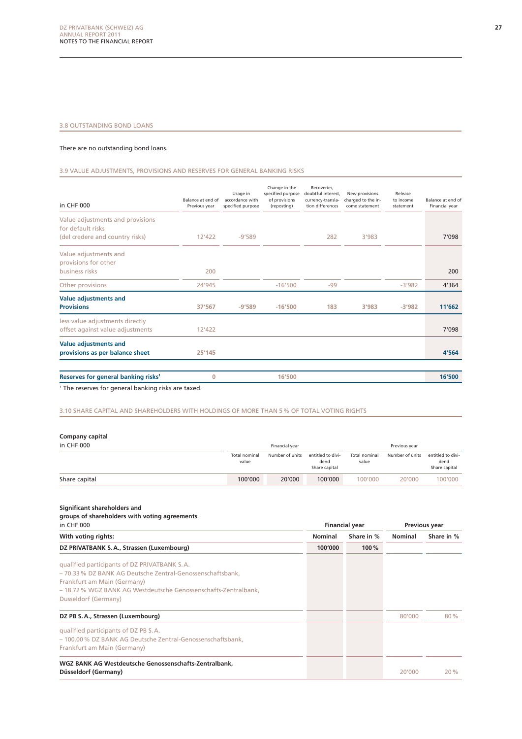## 3.8 OUTSTANDING BOND LOANS

There are no outstanding bond loans.

## 3.9 VALUE ADJUSTMENTS, PROVISIONS AND RESERVES FOR GENERAL BANKING RISKS

| in CHF 000 | Balance at end of Previous year | Usage in accordance with specified purpose | Change in the specified purpose of provisions (reposting) | Recoveries, doubtful interest, currency-translation differences | New provisions charged to the income statement | Release to income statement | Balance at end of Financial year |
|---|---|---|---|---|---|---|---|
| Value adjustments and provisions for default risks (del credere and country risks) | 12'422 | -9'589 | | 282 | 3'983 | | 7'098 |
| Value adjustments and provisions for other business risks | 200 | | | | | | 200 |
| Other provisions | 24'945 | | -16'500 | -99 | | -3'982 | 4'364 |
| **Value adjustments and Provisions** | **37'567** | **-9'589** | **-16'500** | **183** | **3'983** | **-3'982** | **11'662** |
| less value adjustments directly offset against value adjustments | 12'422 | | | | | | 7'098 |
| **Value adjustments and provisions as per balance sheet** | **25'145** | | | | | | **4'564** |
| **Reserves for general banking risks[1]** | **0** | | **16'500** | | | | **16'500** |

[1] The reserves for general banking risks are taxed.

## 3.10 SHARE CAPITAL AND SHAREHOLDERS WITH HOLDINGS OF MORE THAN 5 % OF TOTAL VOTING RIGHTS

**Company capital**

| in CHF 000 | Financial year | | | Previous year | | |
|---|---|---|---|---|---|---|
| | Total nominal value | Number of units | entitled to dividend Share capital | Total nominal value | Number of units | entitled to dividend Share capital |
| Share capital | 100'000 | 20'000 | 100'000 | 100'000 | 20'000 | 100'000 |

**Significant shareholders and groups of shareholders with voting agreements**

| in CHF 000 | Financial year | | Previous year | |
|---|---|---|---|---|
| **With voting rights:** | **Nominal** | **Share in %** | **Nominal** | **Share in %** |
| **DZ PRIVATBANK S.A., Strassen (Luxembourg)** | **100'000** | **100 %** | | |
| qualified participants of DZ PRIVATBANK S.A.<br>– 70.33 % DZ BANK AG Deutsche Zentral-Genossenschaftsbank, Frankfurt am Main (Germany)<br>– 18.72 % WGZ BANK AG Westdeutsche Genossenschafts-Zentralbank, Dusseldorf (Germany) | | | | |
| **DZ PB S.A., Strassen (Luxembourg)** | | | 80'000 | 80 % |
| qualified participants of DZ PB S.A.<br>– 100.00 % DZ BANK AG Deutsche Zentral-Genossenschaftsbank, Frankfurt am Main (Germany) | | | | |
| **WGZ BANK AG Westdeutsche Genossenschafts-Zentralbank, Düsseldorf (Germany)** | | | 20'000 | 20 % |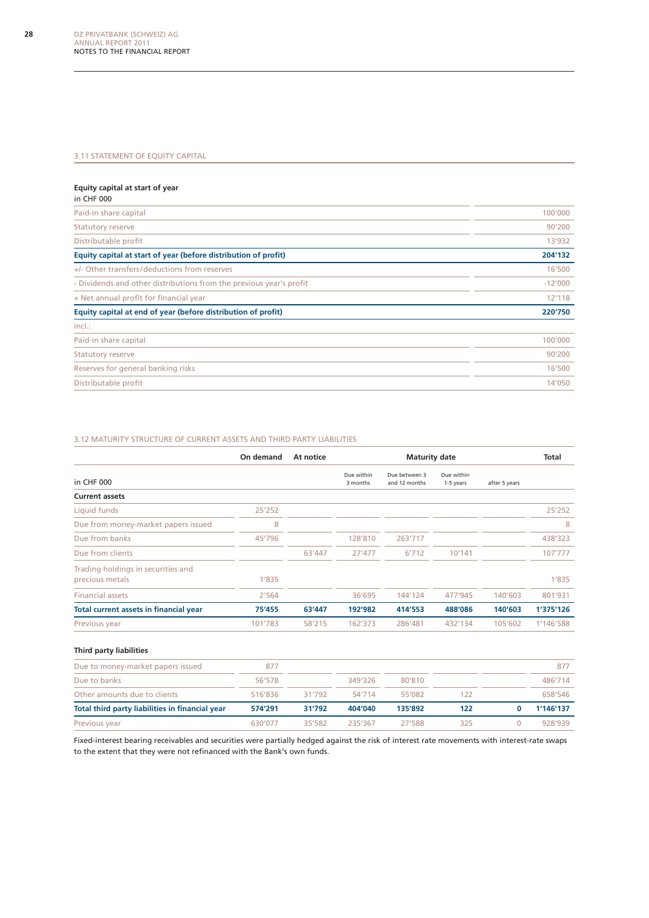## 3.11 STATEMENT OF EQUITY CAPITAL

**Equity capital at start of year**
in CHF 000

| | |
|---|---:|
| Paid-in share capital | 100'000 |
| Statutory reserve | 90'200 |
| Distributable profit | 13'932 |
| **Equity capital at start of year (before distribution of profit)** | **204'132** |
| +/- Other transfers/deductions from reserves | 16'500 |
| - Dividends and other distributions from the previous year's profit | -12'000 |
| + Net annual profit for financial year | 12'118 |
| **Equity capital at end of year (before distribution of profit)** | **220'750** |
| incl.: | |
| Paid-in share capital | 100'000 |
| Statutory reserve | 90'200 |
| Reserves for general banking risks | 16'500 |
| Distributable profit | 14'050 |

## 3.12 MATURITY STRUCTURE OF CURRENT ASSETS AND THIRD PARTY LIABILITIES

| | On demand | At notice | Maturity date | | | | Total |
|---|---:|---:|---:|---:|---:|---:|---:|
| in CHF 000 | | | Due within 3 months | Due between 3 and 12 months | Due within 1-5 years | after 5 years | |
| **Current assets** | | | | | | | |
| Liquid funds | 25'252 | | | | | | 25'252 |
| Due from money-market papers issued | 8 | | | | | | 8 |
| Due from banks | 45'796 | | 128'810 | 263'717 | | | 438'323 |
| Due from clients | | 63'447 | 27'477 | 6'712 | 10'141 | | 107'777 |
| Trading holdings in securities and precious metals | 1'835 | | | | | | 1'835 |
| Financial assets | 2'564 | | 36'695 | 144'124 | 477'945 | 140'603 | 801'931 |
| **Total current assets in financial year** | **75'455** | **63'447** | **192'982** | **414'553** | **488'086** | **140'603** | **1'375'126** |
| Previous year | 101'783 | 58'215 | 162'373 | 286'481 | 432'134 | 105'602 | 1'146'588 |
| **Third party liabilities** | | | | | | | |
| Due to money-market papers issued | 877 | | | | | | 877 |
| Due to banks | 56'578 | | 349'326 | 80'810 | | | 486'714 |
| Other amounts due to clients | 516'836 | 31'792 | 54'714 | 55'082 | 122 | | 658'546 |
| **Total third party liabilities in financial year** | **574'291** | **31'792** | **404'040** | **135'892** | **122** | **0** | **1'146'137** |
| Previous year | 630'077 | 35'582 | 235'367 | 27'588 | 325 | 0 | 928'939 |

Fixed-interest bearing receivables and securities were partially hedged against the risk of interest rate movements with interest-rate swaps to the extent that they were not refinanced with the Bank's own funds.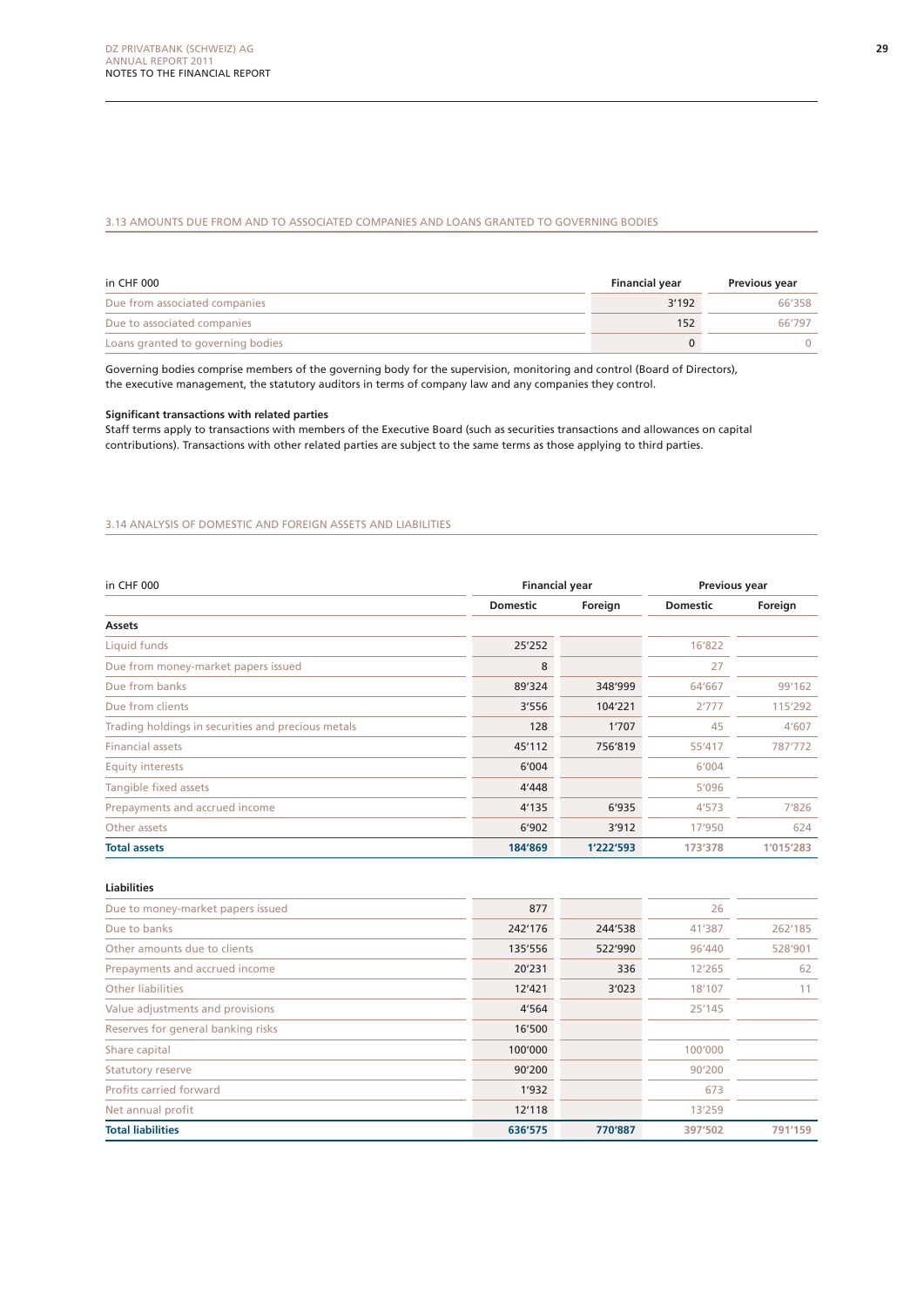## 3.13 AMOUNTS DUE FROM AND TO ASSOCIATED COMPANIES AND LOANS GRANTED TO GOVERNING BODIES

| in CHF 000 | Financial year | Previous year |
|---|---|---|
| Due from associated companies | 3'192 | 66'358 |
| Due to associated companies | 152 | 66'797 |
| Loans granted to governing bodies | 0 | 0 |

Governing bodies comprise members of the governing body for the supervision, monitoring and control (Board of Directors), the executive management, the statutory auditors in terms of company law and any companies they control.

**Significant transactions with related parties**

Staff terms apply to transactions with members of the Executive Board (such as securities transactions and allowances on capital contributions). Transactions with other related parties are subject to the same terms as those applying to third parties.

## 3.14 ANALYSIS OF DOMESTIC AND FOREIGN ASSETS AND LIABILITIES

| in CHF 000 | Financial year | | Previous year | |
|---|---|---|---|---|
| | Domestic | Foreign | Domestic | Foreign |
| **Assets** | | | | |
| Liquid funds | 25'252 | | 16'822 | |
| Due from money-market papers issued | 8 | | 27 | |
| Due from banks | 89'324 | 348'999 | 64'667 | 99'162 |
| Due from clients | 3'556 | 104'221 | 2'777 | 115'292 |
| Trading holdings in securities and precious metals | 128 | 1'707 | 45 | 4'607 |
| Financial assets | 45'112 | 756'819 | 55'417 | 787'772 |
| Equity interests | 6'004 | | 6'004 | |
| Tangible fixed assets | 4'448 | | 5'096 | |
| Prepayments and accrued income | 4'135 | 6'935 | 4'573 | 7'826 |
| Other assets | 6'902 | 3'912 | 17'950 | 624 |
| **Total assets** | **184'869** | **1'222'593** | **173'378** | **1'015'283** |
| **Liabilities** | | | | |
| Due to money-market papers issued | 877 | | 26 | |
| Due to banks | 242'176 | 244'538 | 41'387 | 262'185 |
| Other amounts due to clients | 135'556 | 522'990 | 96'440 | 528'901 |
| Prepayments and accrued income | 20'231 | 336 | 12'265 | 62 |
| Other liabilities | 12'421 | 3'023 | 18'107 | 11 |
| Value adjustments and provisions | 4'564 | | 25'145 | |
| Reserves for general banking risks | 16'500 | | | |
| Share capital | 100'000 | | 100'000 | |
| Statutory reserve | 90'200 | | 90'200 | |
| Profits carried forward | 1'932 | | 673 | |
| Net annual profit | 12'118 | | 13'259 | |
| **Total liabilities** | **636'575** | **770'887** | **397'502** | **791'159** |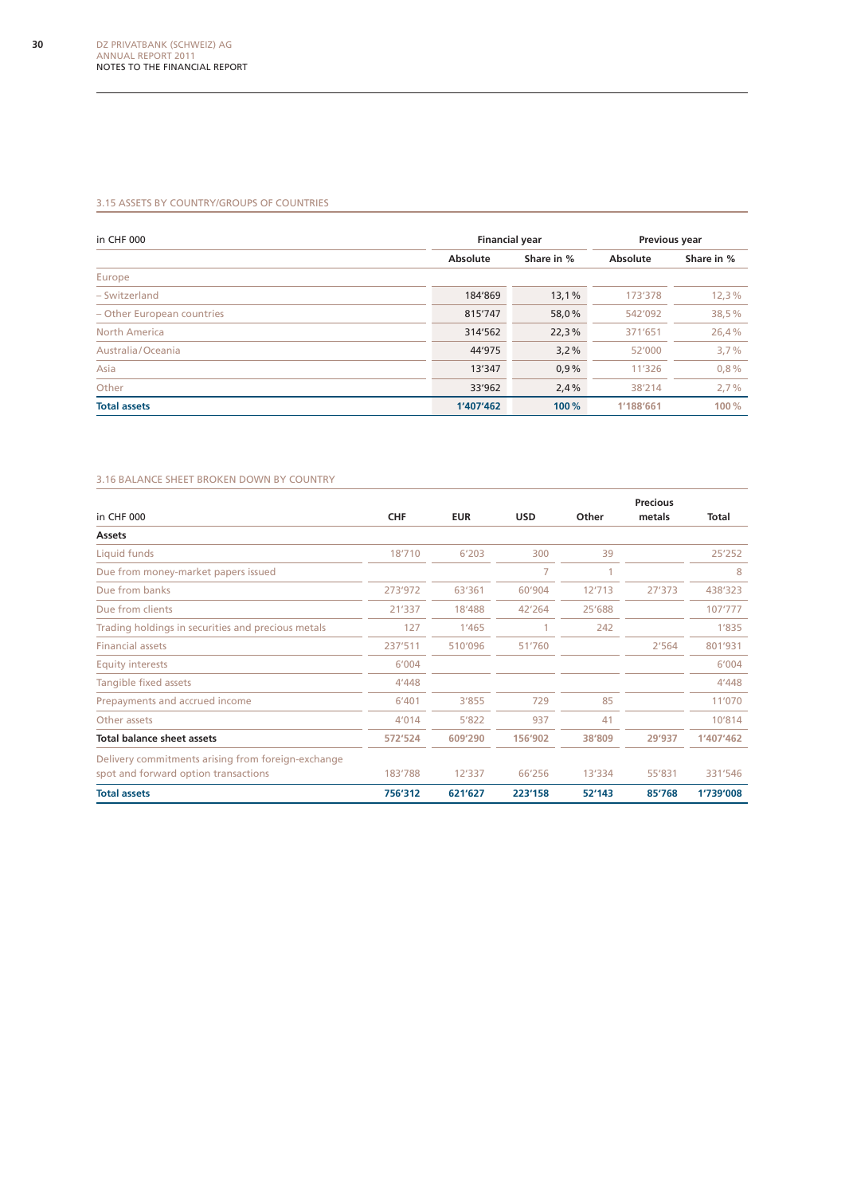### 3.15 ASSETS BY COUNTRY/GROUPS OF COUNTRIES

| in CHF 000 | Financial year | | Previous year | |
|---|---|---|---|---|
| | Absolute | Share in % | Absolute | Share in % |
| Europe | | | | |
| – Switzerland | 184'869 | 13,1 % | 173'378 | 12,3 % |
| – Other European countries | 815'747 | 58,0 % | 542'092 | 38,5 % |
| North America | 314'562 | 22,3 % | 371'651 | 26,4 % |
| Australia / Oceania | 44'975 | 3,2 % | 52'000 | 3,7 % |
| Asia | 13'347 | 0,9 % | 11'326 | 0,8 % |
| Other | 33'962 | 2,4 % | 38'214 | 2,7 % |
| **Total assets** | **1'407'462** | **100 %** | **1'188'661** | **100 %** |

### 3.16 BALANCE SHEET BROKEN DOWN BY COUNTRY

| in CHF 000 | CHF | EUR | USD | Other | Precious metals | Total |
|---|---|---|---|---|---|---|
| **Assets** | | | | | | |
| Liquid funds | 18'710 | 6'203 | 300 | 39 | | 25'252 |
| Due from money-market papers issued | | | 7 | 1 | | 8 |
| Due from banks | 273'972 | 63'361 | 60'904 | 12'713 | 27'373 | 438'323 |
| Due from clients | 21'337 | 18'488 | 42'264 | 25'688 | | 107'777 |
| Trading holdings in securities and precious metals | 127 | 1'465 | 1 | 242 | | 1'835 |
| Financial assets | 237'511 | 510'096 | 51'760 | | 2'564 | 801'931 |
| Equity interests | 6'004 | | | | | 6'004 |
| Tangible fixed assets | 4'448 | | | | | 4'448 |
| Prepayments and accrued income | 6'401 | 3'855 | 729 | 85 | | 11'070 |
| Other assets | 4'014 | 5'822 | 937 | 41 | | 10'814 |
| **Total balance sheet assets** | **572'524** | **609'290** | **156'902** | **38'809** | **29'937** | **1'407'462** |
| Delivery commitments arising from foreign-exchange spot and forward option transactions | 183'788 | 12'337 | 66'256 | 13'334 | 55'831 | 331'546 |
| **Total assets** | **756'312** | **621'627** | **223'158** | **52'143** | **85'768** | **1'739'008** |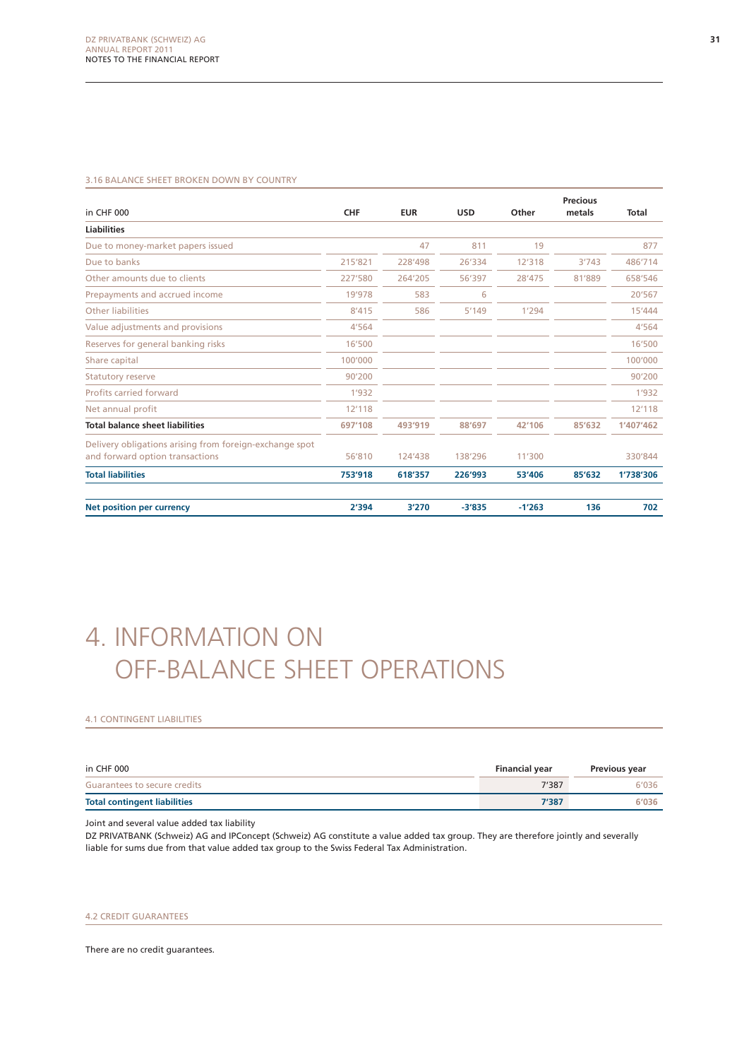### 3.16 BALANCE SHEET BROKEN DOWN BY COUNTRY

| in CHF 000 | CHF | EUR | USD | Other | Precious metals | Total |
|---|---|---|---|---|---|---|
| **Liabilities** | | | | | | |
| Due to money-market papers issued | | 47 | 811 | 19 | | 877 |
| Due to banks | 215'821 | 228'498 | 26'334 | 12'318 | 3'743 | 486'714 |
| Other amounts due to clients | 227'580 | 264'205 | 56'397 | 28'475 | 81'889 | 658'546 |
| Prepayments and accrued income | 19'978 | 583 | 6 | | | 20'567 |
| Other liabilities | 8'415 | 586 | 5'149 | 1'294 | | 15'444 |
| Value adjustments and provisions | 4'564 | | | | | 4'564 |
| Reserves for general banking risks | 16'500 | | | | | 16'500 |
| Share capital | 100'000 | | | | | 100'000 |
| Statutory reserve | 90'200 | | | | | 90'200 |
| Profits carried forward | 1'932 | | | | | 1'932 |
| Net annual profit | 12'118 | | | | | 12'118 |
| **Total balance sheet liabilities** | **697'108** | **493'919** | **88'697** | **42'106** | **85'632** | **1'407'462** |
| Delivery obligations arising from foreign-exchange spot and forward option transactions | 56'810 | 124'438 | 138'296 | 11'300 | | 330'844 |
| **Total liabilities** | **753'918** | **618'357** | **226'993** | **53'406** | **85'632** | **1'738'306** |
| | | | | | | |
| **Net position per currency** | **2'394** | **3'270** | **-3'835** | **-1'263** | **136** | **702** |

# 4. INFORMATION ON OFF-BALANCE SHEET OPERATIONS

### 4.1 CONTINGENT LIABILITIES

| in CHF 000 | Financial year | Previous year |
|---|---|---|
| Guarantees to secure credits | 7'387 | 6'036 |
| **Total contingent liabilities** | **7'387** | **6'036** |

Joint and several value added tax liability

DZ PRIVATBANK (Schweiz) AG and IPConcept (Schweiz) AG constitute a value added tax group. They are therefore jointly and severally liable for sums due from that value added tax group to the Swiss Federal Tax Administration.

### 4.2 CREDIT GUARANTEES

There are no credit guarantees.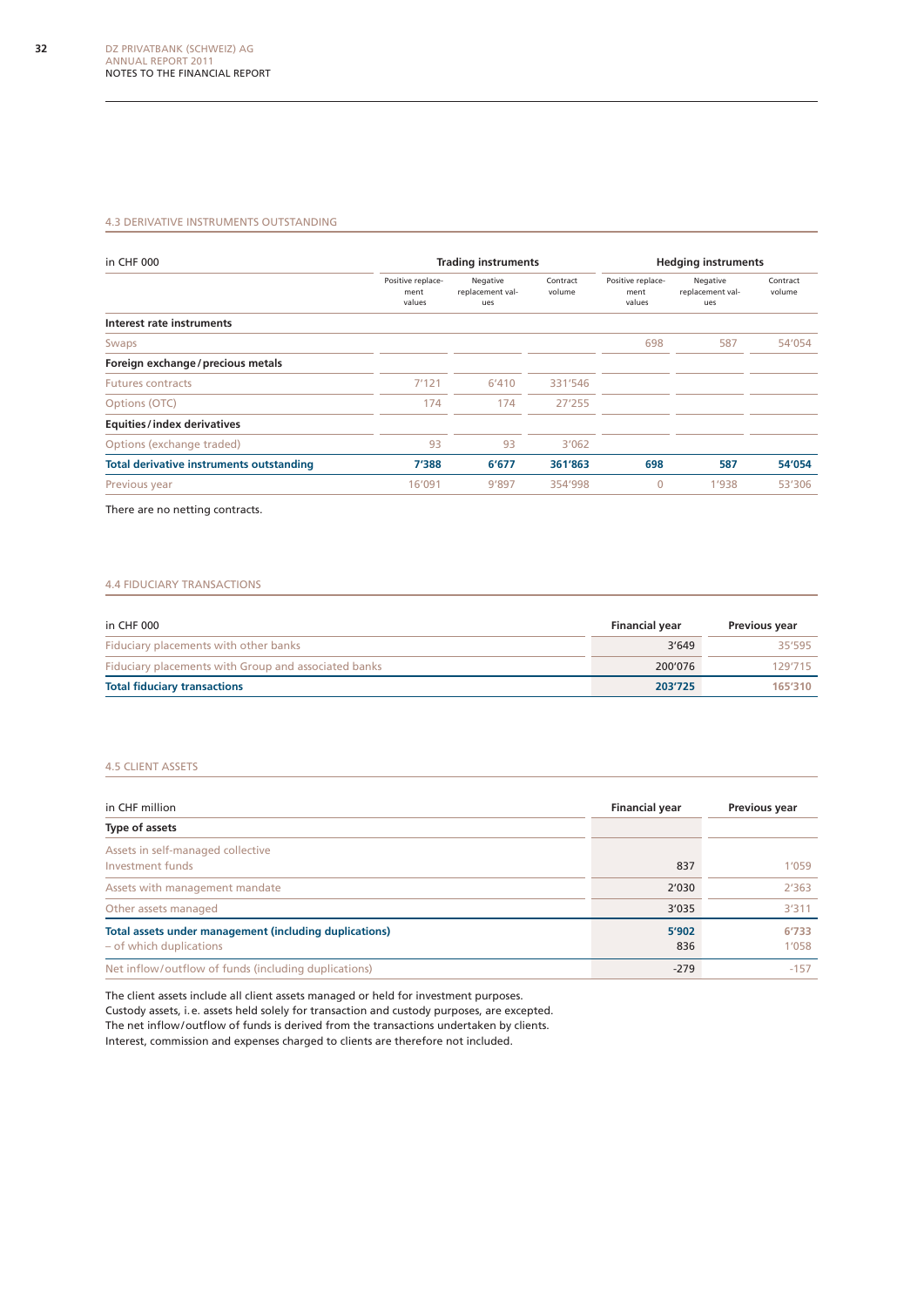## 4.3 DERIVATIVE INSTRUMENTS OUTSTANDING

| in CHF 000 | Trading instruments | | | Hedging instruments | | |
|---|---|---|---|---|---|---|
| | Positive replacement values | Negative replacement values | Contract volume | Positive replacement values | Negative replacement values | Contract volume |
| **Interest rate instruments** | | | | | | |
| Swaps | | | | 698 | 587 | 54'054 |
| **Foreign exchange / precious metals** | | | | | | |
| Futures contracts | 7'121 | 6'410 | 331'546 | | | |
| Options (OTC) | 174 | 174 | 27'255 | | | |
| **Equities / index derivatives** | | | | | | |
| Options (exchange traded) | 93 | 93 | 3'062 | | | |
| **Total derivative instruments outstanding** | **7'388** | **6'677** | **361'863** | **698** | **587** | **54'054** |
| Previous year | 16'091 | 9'897 | 354'998 | 0 | 1'938 | 53'306 |

There are no netting contracts.

## 4.4 FIDUCIARY TRANSACTIONS

| in CHF 000 | Financial year | Previous year |
|---|---|---|
| Fiduciary placements with other banks | 3'649 | 35'595 |
| Fiduciary placements with Group and associated banks | 200'076 | 129'715 |
| **Total fiduciary transactions** | **203'725** | **165'310** |

## 4.5 CLIENT ASSETS

| in CHF million | Financial year | Previous year |
|---|---|---|
| **Type of assets** | | |
| Assets in self-managed collective Investment funds | 837 | 1'059 |
| Assets with management mandate | 2'030 | 2'363 |
| Other assets managed | 3'035 | 3'311 |
| **Total assets under management (including duplications)** | **5'902** | **6'733** |
| – of which duplications | 836 | 1'058 |
| Net inflow / outflow of funds (including duplications) | -279 | -157 |

The client assets include all client assets managed or held for investment purposes.
Custody assets, i.e. assets held solely for transaction and custody purposes, are excepted.
The net inflow / outflow of funds is derived from the transactions undertaken by clients.
Interest, commission and expenses charged to clients are therefore not included.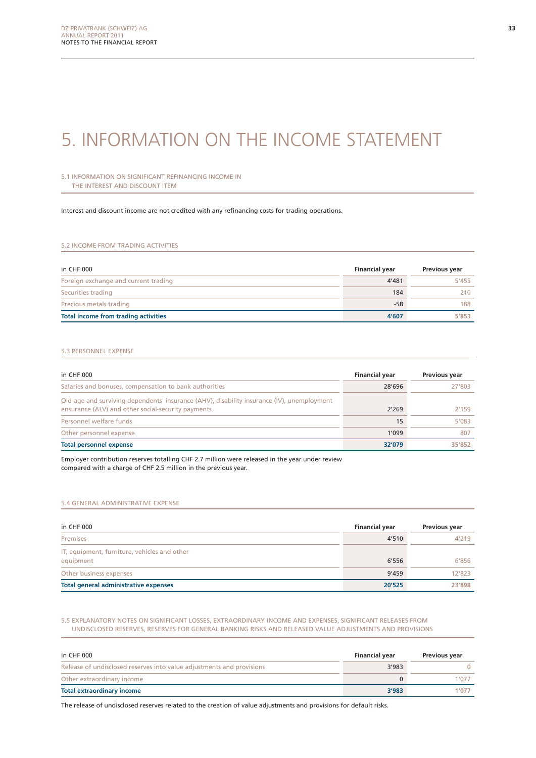# 5. INFORMATION ON THE INCOME STATEMENT

## 5.1 INFORMATION ON SIGNIFICANT REFINANCING INCOME IN THE INTEREST AND DISCOUNT ITEM

Interest and discount income are not credited with any refinancing costs for trading operations.

## 5.2 INCOME FROM TRADING ACTIVITIES

| in CHF 000 | Financial year | Previous year |
|---|---|---|
| Foreign exchange and current trading | 4'481 | 5'455 |
| Securities trading | 184 | 210 |
| Precious metals trading | -58 | 188 |
| **Total income from trading activities** | **4'607** | **5'853** |

## 5.3 PERSONNEL EXPENSE

| in CHF 000 | Financial year | Previous year |
|---|---|---|
| Salaries and bonuses, compensation to bank authorities | 28'696 | 27'803 |
| Old-age and surviving dependents' insurance (AHV), disability insurance (IV), unemployment ensurance (ALV) and other social-security payments | 2'269 | 2'159 |
| Personnel welfare funds | 15 | 5'083 |
| Other personnel expense | 1'099 | 807 |
| **Total personnel expense** | **32'079** | **35'852** |

Employer contribution reserves totalling CHF 2.7 million were released in the year under review compared with a charge of CHF 2.5 million in the previous year.

## 5.4 GENERAL ADMINISTRATIVE EXPENSE

| in CHF 000 | Financial year | Previous year |
|---|---|---|
| Premises | 4'510 | 4'219 |
| IT, equipment, furniture, vehicles and other equipment | 6'556 | 6'856 |
| Other business expenses | 9'459 | 12'823 |
| **Total general administrative expenses** | **20'525** | **23'898** |

## 5.5 EXPLANATORY NOTES ON SIGNIFICANT LOSSES, EXTRAORDINARY INCOME AND EXPENSES, SIGNIFICANT RELEASES FROM UNDISCLOSED RESERVES, RESERVES FOR GENERAL BANKING RISKS AND RELEASED VALUE ADJUSTMENTS AND PROVISIONS

| in CHF 000 | Financial year | Previous year |
|---|---|---|
| Release of undisclosed reserves into value adjustments and provisions | 3'983 | 0 |
| Other extraordinary income | 0 | 1'077 |
| **Total extraordinary income** | **3'983** | **1'077** |

The release of undisclosed reserves related to the creation of value adjustments and provisions for default risks.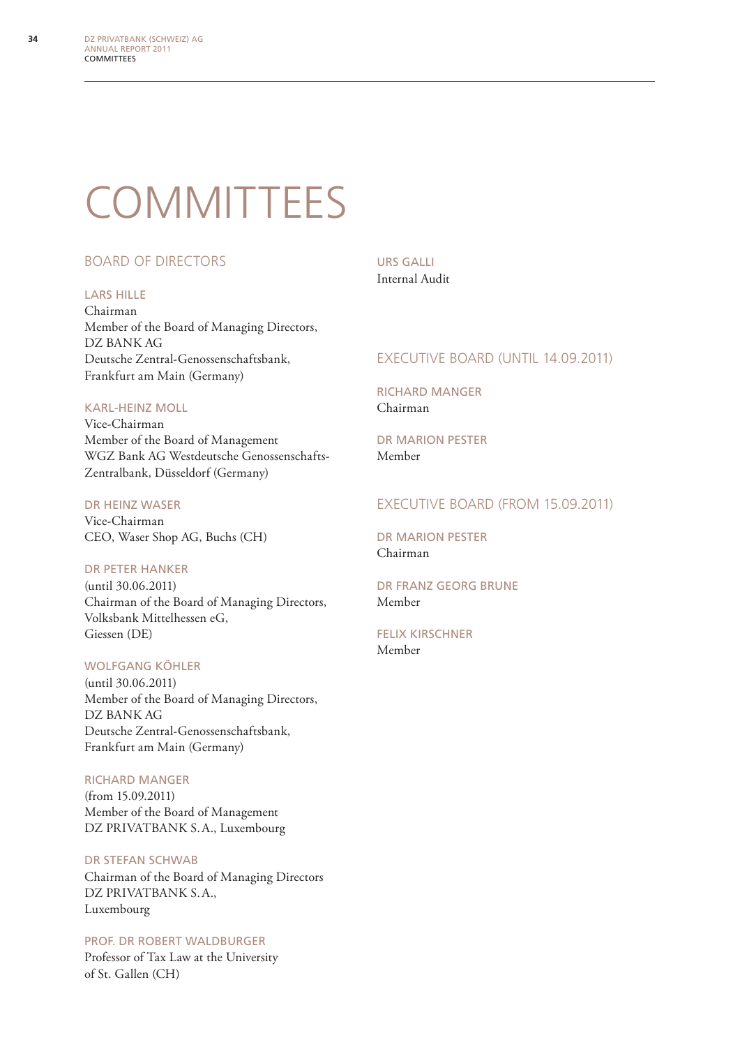# COMMITTEES

## BOARD OF DIRECTORS

### LARS HILLE
Chairman
Member of the Board of Managing Directors,
DZ BANK AG
Deutsche Zentral-Genossenschaftsbank,
Frankfurt am Main (Germany)

### KARL-HEINZ MOLL
Vice-Chairman
Member of the Board of Management
WGZ Bank AG Westdeutsche Genossenschafts-Zentralbank, Düsseldorf (Germany)

### DR HEINZ WASER
Vice-Chairman
CEO, Waser Shop AG, Buchs (CH)

### DR PETER HANKER
(until 30.06.2011)
Chairman of the Board of Managing Directors,
Volksbank Mittelhessen eG,
Giessen (DE)

### WOLFGANG KÖHLER
(until 30.06.2011)
Member of the Board of Managing Directors,
DZ BANK AG
Deutsche Zentral-Genossenschaftsbank,
Frankfurt am Main (Germany)

### RICHARD MANGER
(from 15.09.2011)
Member of the Board of Management
DZ PRIVATBANK S.A., Luxembourg

### DR STEFAN SCHWAB
Chairman of the Board of Managing Directors
DZ PRIVATBANK S.A.,
Luxembourg

### PROF. DR ROBERT WALDBURGER
Professor of Tax Law at the University
of St. Gallen (CH)

### URS GALLI
Internal Audit

## EXECUTIVE BOARD (UNTIL 14.09.2011)

### RICHARD MANGER
Chairman

### DR MARION PESTER
Member

## EXECUTIVE BOARD (FROM 15.09.2011)

### DR MARION PESTER
Chairman

### DR FRANZ GEORG BRUNE
Member

### FELIX KIRSCHNER
Member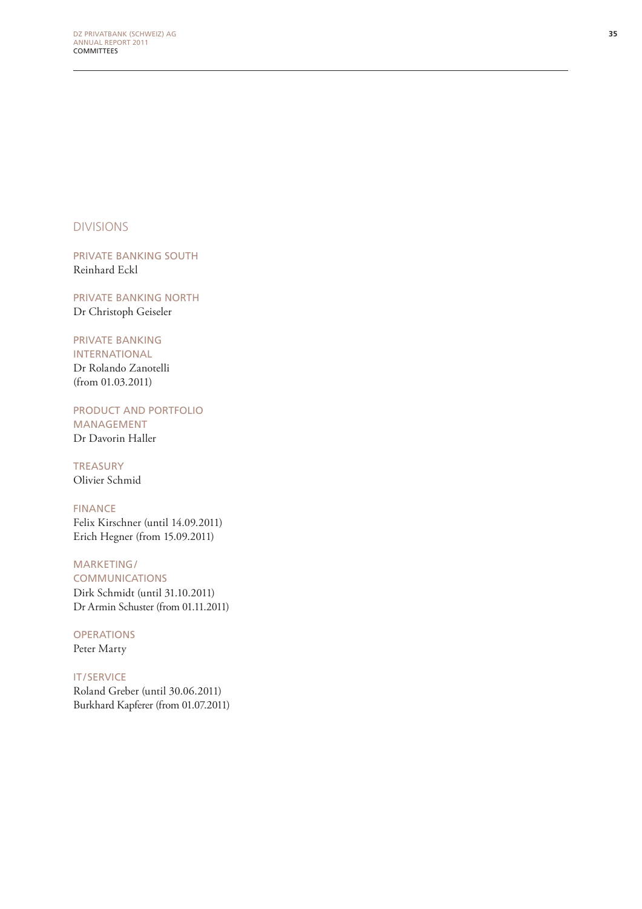## DIVISIONS

### PRIVATE BANKING SOUTH
Reinhard Eckl

### PRIVATE BANKING NORTH
Dr Christoph Geiseler

### PRIVATE BANKING INTERNATIONAL
Dr Rolando Zanotelli
(from 01.03.2011)

### PRODUCT AND PORTFOLIO MANAGEMENT
Dr Davorin Haller

### TREASURY
Olivier Schmid

### FINANCE
Felix Kirschner (until 14.09.2011)
Erich Hegner (from 15.09.2011)

### MARKETING/COMMUNICATIONS
Dirk Schmidt (until 31.10.2011)
Dr Armin Schuster (from 01.11.2011)

### OPERATIONS
Peter Marty

### IT/SERVICE
Roland Greber (until 30.06.2011)
Burkhard Kapferer (from 01.07.2011)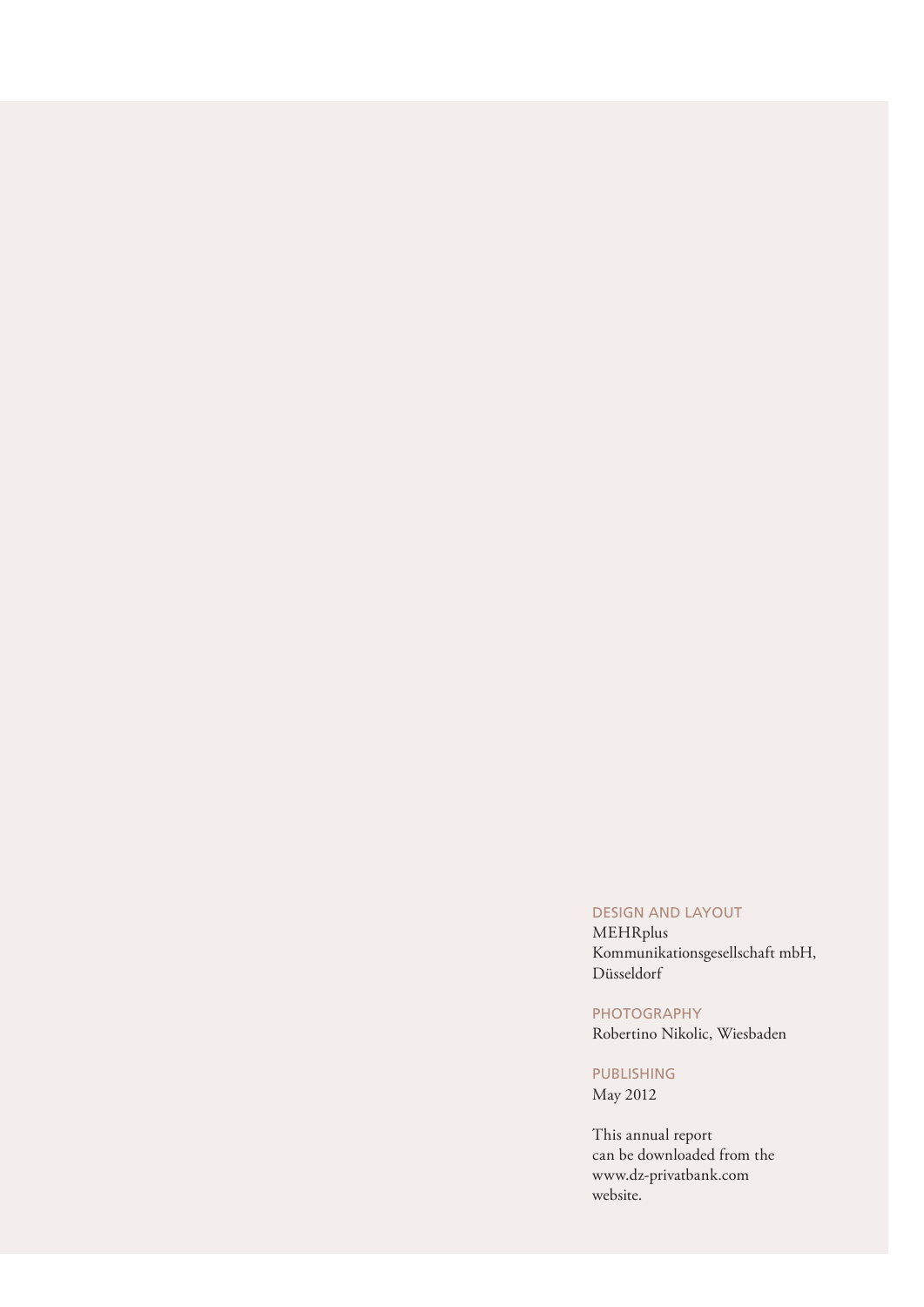### DESIGN AND LAYOUT

MEHRplus
Kommunikationsgesellschaft mbH,
Düsseldorf

### PHOTOGRAPHY

Robertino Nikolic, Wiesbaden

### PUBLISHING

May 2012

This annual report
can be downloaded from the
www.dz-privatbank.com
website.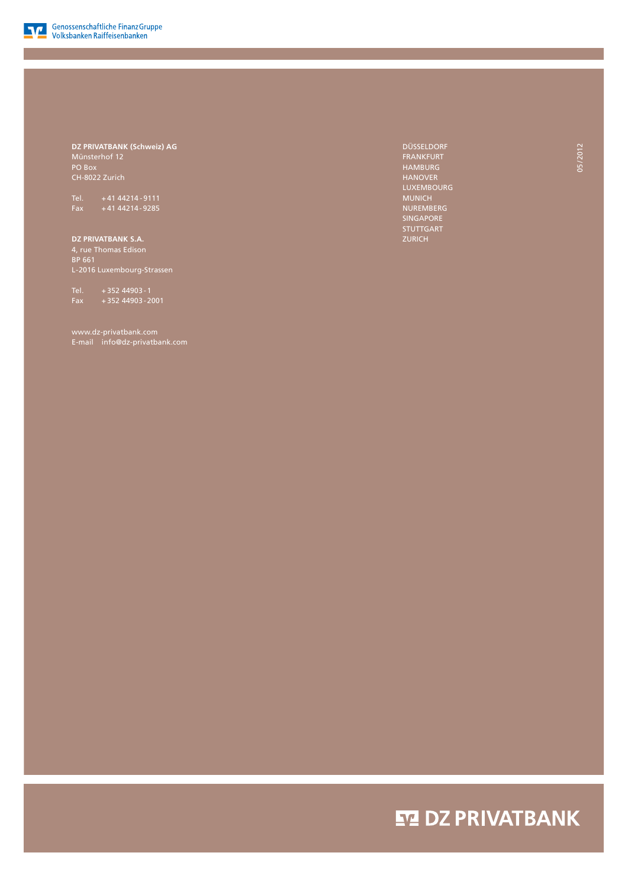Genossenschaftliche FinanzGruppe
Volksbanken Raiffeisenbanken

**DZ PRIVATBANK (Schweiz) AG**
Münsterhof 12
PO Box
CH-8022 Zurich

Tel. +41 44214-9111
Fax +41 44214-9285

**DZ PRIVATBANK S.A.**
4, rue Thomas Edison
BP 661
L-2016 Luxembourg-Strassen

Tel. +352 44903-1
Fax +352 44903-2001

www.dz-privatbank.com
E-mail info@dz-privatbank.com

DÜSSELDORF
FRANKFURT
HAMBURG
HANOVER
LUXEMBOURG
MUNICH
NUREMBERG
SINGAPORE
STUTTGART
ZURICH

05/2012

DZ PRIVATBANK